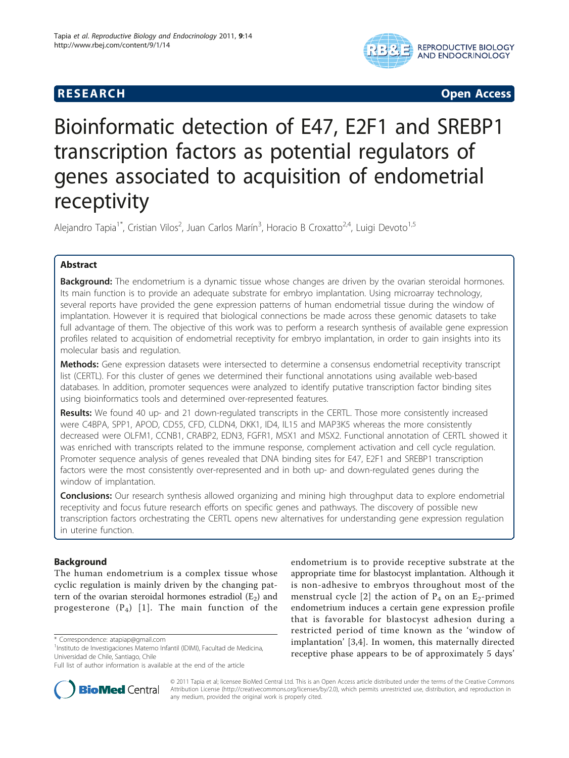**RESEARCH** **Open Access**

# Bioinformatic detection of E47, E2F1 and SREBP1 transcription factors as potential regulators of genes associated to acquisition of endometrial receptivity

Alejandro Tapia[1*], Cristian Vilos[2], Juan Carlos Marín[3], Horacio B Croxatto[2,4], Luigi Devoto[1,5]

## Abstract

**Background:** The endometrium is a dynamic tissue whose changes are driven by the ovarian steroidal hormones. Its main function is to provide an adequate substrate for embryo implantation. Using microarray technology, several reports have provided the gene expression patterns of human endometrial tissue during the window of implantation. However it is required that biological connections be made across these genomic datasets to take full advantage of them. The objective of this work was to perform a research synthesis of available gene expression profiles related to acquisition of endometrial receptivity for embryo implantation, in order to gain insights into its molecular basis and regulation.

**Methods:** Gene expression datasets were intersected to determine a consensus endometrial receptivity transcript list (CERTL). For this cluster of genes we determined their functional annotations using available web-based databases. In addition, promoter sequences were analyzed to identify putative transcription factor binding sites using bioinformatics tools and determined over-represented features.

**Results:** We found 40 up- and 21 down-regulated transcripts in the CERTL. Those more consistently increased were C4BPA, SPP1, APOD, CD55, CFD, CLDN4, DKK1, ID4, IL15 and MAP3K5 whereas the more consistently decreased were OLFM1, CCNB1, CRABP2, EDN3, FGFR1, MSX1 and MSX2. Functional annotation of CERTL showed it was enriched with transcripts related to the immune response, complement activation and cell cycle regulation. Promoter sequence analysis of genes revealed that DNA binding sites for E47, E2F1 and SREBP1 transcription factors were the most consistently over-represented and in both up- and down-regulated genes during the window of implantation.

**Conclusions:** Our research synthesis allowed organizing and mining high throughput data to explore endometrial receptivity and focus future research efforts on specific genes and pathways. The discovery of possible new transcription factors orchestrating the CERTL opens new alternatives for understanding gene expression regulation in uterine function.

## Background

The human endometrium is a complex tissue whose cyclic regulation is mainly driven by the changing pattern of the ovarian steroidal hormones estradiol ($E_2$) and progesterone ($P_4$) [1]. The main function of the endometrium is to provide receptive substrate at the appropriate time for blastocyst implantation. Although it is non-adhesive to embryos throughout most of the menstrual cycle [2] the action of $P_4$ on an $E_2$-primed endometrium induces a certain gene expression profile that is favorable for blastocyst adhesion during a restricted period of time known as the 'window of implantation' [3,4]. In women, this maternally directed receptive phase appears to be of approximately 5 days'

\* Correspondence: atapiap@gmail.com
[1]Instituto de Investigaciones Materno Infantil (IDIMI), Facultad de Medicina, Universidad de Chile, Santiago, Chile
Full list of author information is available at the end of the article

© 2011 Tapia et al; licensee BioMed Central Ltd. This is an Open Access article distributed under the terms of the Creative Commons Attribution License (http://creativecommons.org/licenses/by/2.0), which permits unrestricted use, distribution, and reproduction in any medium, provided the original work is properly cited.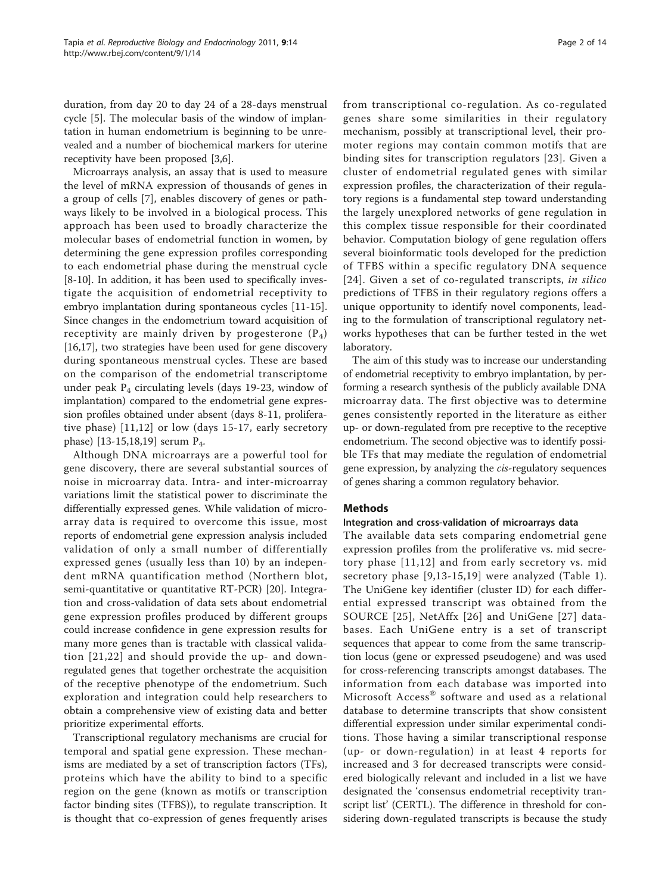duration, from day 20 to day 24 of a 28-days menstrual cycle [5]. The molecular basis of the window of implantation in human endometrium is beginning to be unrevealed and a number of biochemical markers for uterine receptivity have been proposed [3,6].

Microarrays analysis, an assay that is used to measure the level of mRNA expression of thousands of genes in a group of cells [7], enables discovery of genes or pathways likely to be involved in a biological process. This approach has been used to broadly characterize the molecular bases of endometrial function in women, by determining the gene expression profiles corresponding to each endometrial phase during the menstrual cycle [8-10]. In addition, it has been used to specifically investigate the acquisition of endometrial receptivity to embryo implantation during spontaneous cycles [11-15]. Since changes in the endometrium toward acquisition of receptivity are mainly driven by progesterone ($P_4$) [16,17], two strategies have been used for gene discovery during spontaneous menstrual cycles. These are based on the comparison of the endometrial transcriptome under peak $P_4$ circulating levels (days 19-23, window of implantation) compared to the endometrial gene expression profiles obtained under absent (days 8-11, proliferative phase) [11,12] or low (days 15-17, early secretory phase) [13-15,18,19] serum $P_4$.

Although DNA microarrays are a powerful tool for gene discovery, there are several substantial sources of noise in microarray data. Intra- and inter-microarray variations limit the statistical power to discriminate the differentially expressed genes. While validation of microarray data is required to overcome this issue, most reports of endometrial gene expression analysis included validation of only a small number of differentially expressed genes (usually less than 10) by an independent mRNA quantification method (Northern blot, semi-quantitative or quantitative RT-PCR) [20]. Integration and cross-validation of data sets about endometrial gene expression profiles produced by different groups could increase confidence in gene expression results for many more genes than is tractable with classical validation [21,22] and should provide the up- and down-regulated genes that together orchestrate the acquisition of the receptive phenotype of the endometrium. Such exploration and integration could help researchers to obtain a comprehensive view of existing data and better prioritize experimental efforts.

Transcriptional regulatory mechanisms are crucial for temporal and spatial gene expression. These mechanisms are mediated by a set of transcription factors (TFs), proteins which have the ability to bind to a specific region on the gene (known as motifs or transcription factor binding sites (TFBS)), to regulate transcription. It is thought that co-expression of genes frequently arises from transcriptional co-regulation. As co-regulated genes share some similarities in their regulatory mechanism, possibly at transcriptional level, their promoter regions may contain common motifs that are binding sites for transcription regulators [23]. Given a cluster of endometrial regulated genes with similar expression profiles, the characterization of their regulatory regions is a fundamental step toward understanding the largely unexplored networks of gene regulation in this complex tissue responsible for their coordinated behavior. Computation biology of gene regulation offers several bioinformatic tools developed for the prediction of TFBS within a specific regulatory DNA sequence [24]. Given a set of co-regulated transcripts, *in silico* predictions of TFBS in their regulatory regions offers a unique opportunity to identify novel components, leading to the formulation of transcriptional regulatory networks hypotheses that can be further tested in the wet laboratory.

The aim of this study was to increase our understanding of endometrial receptivity to embryo implantation, by performing a research synthesis of the publicly available DNA microarray data. The first objective was to determine genes consistently reported in the literature as either up- or down-regulated from pre receptive to the receptive endometrium. The second objective was to identify possible TFs that may mediate the regulation of endometrial gene expression, by analyzing the *cis*-regulatory sequences of genes sharing a common regulatory behavior.

## Methods

### Integration and cross-validation of microarrays data

The available data sets comparing endometrial gene expression profiles from the proliferative vs. mid secretory phase [11,12] and from early secretory vs. mid secretory phase [9,13-15,19] were analyzed (Table 1). The UniGene key identifier (cluster ID) for each differential expressed transcript was obtained from the SOURCE [25], NetAffx [26] and UniGene [27] databases. Each UniGene entry is a set of transcript sequences that appear to come from the same transcription locus (gene or expressed pseudogene) and was used for cross-referencing transcripts amongst databases. The information from each database was imported into Microsoft Access® software and used as a relational database to determine transcripts that show consistent differential expression under similar experimental conditions. Those having a similar transcriptional response (up- or down-regulation) in at least 4 reports for increased and 3 for decreased transcripts were considered biologically relevant and included in a list we have designated the 'consensus endometrial receptivity transcript list' (CERTL). The difference in threshold for considering down-regulated transcripts is because the study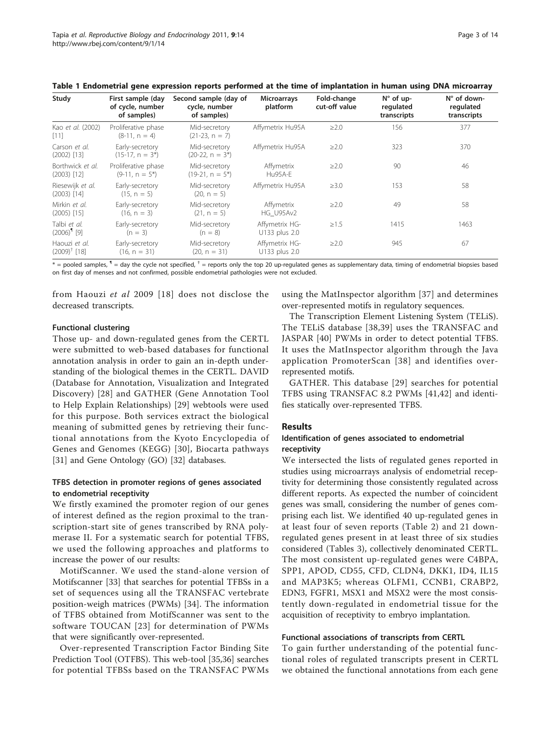**Table 1 Endometrial gene expression reports performed at the time of implantation in human using DNA microarray**

| Study | First sample (day of cycle, number of samples) | Second sample (day of cycle, number of samples) | Microarrays platform | Fold-change cut-off value | N° of up-regulated transcripts | N° of down-regulated transcripts |
|---|---|---|---|---|---|---|
| Kao *et al.* (2002) [11] | Proliferative phase (8-11, n = 4) | Mid-secretory (21-23, n = 7) | Affymetrix Hu95A | ≥2.0 | 156 | 377 |
| Carson *et al.* (2002) [13] | Early-secretory (15-17, n = 3*) | Mid-secretory (20-22, n = 3*) | Affymetrix Hu95A | ≥2.0 | 323 | 370 |
| Borthwick *et al.* (2003) [12] | Proliferative phase (9-11, n = 5*) | Mid-secretory (19-21, n = 5*) | Affymetrix Hu95A-E | ≥2.0 | 90 | 46 |
| Riesewijk *et al.* (2003) [14] | Early-secretory (15, n = 5) | Mid-secretory (20, n = 5) | Affymetrix Hu95A | ≥3.0 | 153 | 58 |
| Mirkin *et al.* (2005) [15] | Early-secretory (16, n = 3) | Mid-secretory (21, n = 5) | Affymetrix HG_U95Av2 | ≥2.0 | 49 | 58 |
| Talbi *et al.* (2006)[¶] [9] | Early-secretory (n = 3) | Mid-secretory (n = 8) | Affymetrix HG-U133 plus 2.0 | ≥1.5 | 1415 | 1463 |
| Haouzi *et al.* (2009)[†] [18] | Early-secretory (16, n = 31) | Mid-secretory (20, n = 31) | Affymetrix HG-U133 plus 2.0 | ≥2.0 | 945 | 67 |

* = pooled samples, ¶ = day the cycle not specified, † = reports only the top 20 up-regulated genes as supplementary data, timing of endometrial biopsies based on first day of menses and not confirmed, possible endometrial pathologies were not excluded.

from Haouzi *et al* 2009 [18] does not disclose the decreased transcripts.

#### Functional clustering

Those up- and down-regulated genes from the CERTL were submitted to web-based databases for functional annotation analysis in order to gain an in-depth understanding of the biological themes in the CERTL. DAVID (Database for Annotation, Visualization and Integrated Discovery) [28] and GATHER (Gene Annotation Tool to Help Explain Relationships) [29] webtools were used for this purpose. Both services extract the biological meaning of submitted genes by retrieving their functional annotations from the Kyoto Encyclopedia of Genes and Genomes (KEGG) [30], Biocarta pathways [31] and Gene Ontology (GO) [32] databases.

#### TFBS detection in promoter regions of genes associated to endometrial receptivity

We firstly examined the promoter region of our genes of interest defined as the region proximal to the transcription-start site of genes transcribed by RNA polymerase II. For a systematic search for potential TFBS, we used the following approaches and platforms to increase the power of our results:

MotifScanner. We used the stand-alone version of Motifscanner [33] that searches for potential TFBSs in a set of sequences using all the TRANSFAC vertebrate position-weigh matrices (PWMs) [34]. The information of TFBS obtained from MotifScanner was sent to the software TOUCAN [23] for determination of PWMs that were significantly over-represented.

Over-represented Transcription Factor Binding Site Prediction Tool (OTFBS). This web-tool [35,36] searches for potential TFBSs based on the TRANSFAC PWMs using the MatInspector algorithm [37] and determines over-represented motifs in regulatory sequences.

The Transcription Element Listening System (TELiS). The TELiS database [38,39] uses the TRANSFAC and JASPAR [40] PWMs in order to detect potential TFBS. It uses the MatInspector algorithm through the Java application PromoterScan [38] and identifies over-represented motifs.

GATHER. This database [29] searches for potential TFBS using TRANSFAC 8.2 PWMs [41,42] and identifies statically over-represented TFBS.

## Results

#### Identification of genes associated to endometrial receptivity

We intersected the lists of regulated genes reported in studies using microarrays analysis of endometrial receptivity for determining those consistently regulated across different reports. As expected the number of coincident genes was small, considering the number of genes comprising each list. We identified 40 up-regulated genes in at least four of seven reports (Table 2) and 21 down-regulated genes present in at least three of six studies considered (Tables 3), collectively denominated CERTL. The most consistent up-regulated genes were C4BPA, SPP1, APOD, CD55, CFD, CLDN4, DKK1, ID4, IL15 and MAP3K5; whereas OLFM1, CCNB1, CRABP2, EDN3, FGFR1, MSX1 and MSX2 were the most consistently down-regulated in endometrial tissue for the acquisition of receptivity to embryo implantation.

#### Functional associations of transcripts from CERTL

To gain further understanding of the potential functional roles of regulated transcripts present in CERTL we obtained the functional annotations from each gene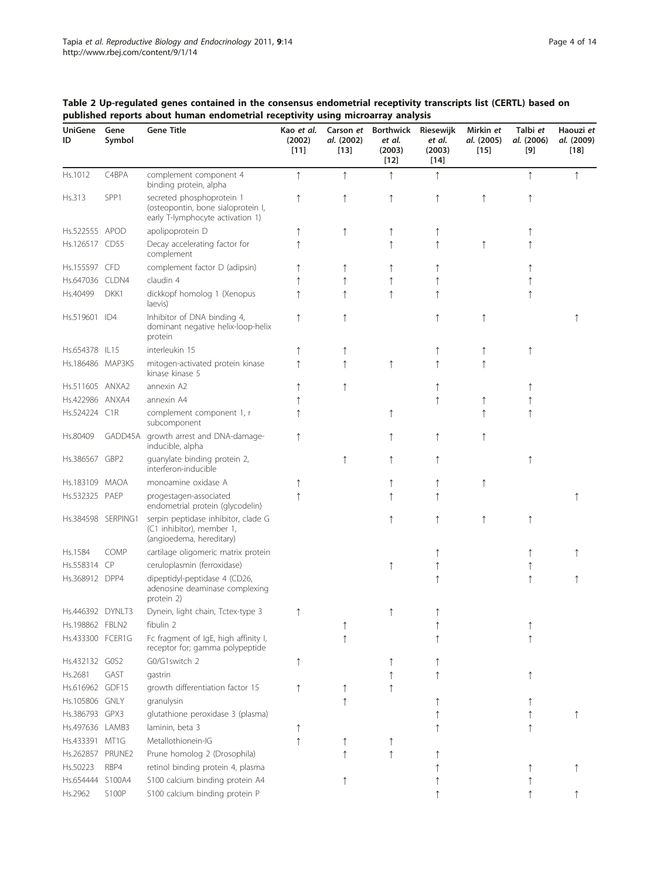**Table 2 Up-regulated genes contained in the consensus endometrial receptivity transcripts list (CERTL) based on published reports about human endometrial receptivity using microarray analysis**

| UniGene ID | Gene Symbol | Gene Title | Kao *et al.* (2002) [11] | Carson *et al.* (2002) [13] | Borthwick *et al.* (2003) [12] | Riesewijk *et al.* (2003) [14] | Mirkin *et al.* (2005) [15] | Talbi *et al.* (2006) [9] | Haouzi *et al.* (2009) [18] |
|---|---|---|---|---|---|---|---|---|---|
| Hs.1012 | C4BPA | complement component 4 binding protein, alpha | ↑ | ↑ | ↑ | ↑ | | ↑ | ↑ |
| Hs.313 | SPP1 | secreted phosphoprotein 1 (osteopontin, bone sialoprotein I, early T-lymphocyte activation 1) | ↑ | ↑ | ↑ | ↑ | ↑ | ↑ | |
| Hs.522555 | APOD | apolipoprotein D | ↑ | ↑ | ↑ | ↑ | | ↑ | |
| Hs.126517 | CD55 | Decay accelerating factor for complement | ↑ | | ↑ | ↑ | ↑ | ↑ | |
| Hs.155597 | CFD | complement factor D (adipsin) | ↑ | ↑ | ↑ | ↑ | | ↑ | |
| Hs.647036 | CLDN4 | claudin 4 | ↑ | ↑ | ↑ | ↑ | | ↑ | |
| Hs.40499 | DKK1 | dickkopf homolog 1 (Xenopus laevis) | ↑ | ↑ | ↑ | ↑ | | ↑ | |
| Hs.519601 | ID4 | Inhibitor of DNA binding 4, dominant negative helix-loop-helix protein | ↑ | ↑ | | ↑ | ↑ | | ↑ |
| Hs.654378 | IL15 | interleukin 15 | ↑ | ↑ | | ↑ | ↑ | ↑ | |
| Hs.186486 | MAP3K5 | mitogen-activated protein kinase kinase kinase 5 | ↑ | ↑ | ↑ | ↑ | ↑ | | |
| Hs.511605 | ANXA2 | annexin A2 | ↑ | ↑ | | ↑ | | ↑ | |
| Hs.422986 | ANXA4 | annexin A4 | ↑ | | | ↑ | ↑ | ↑ | |
| Hs.524224 | C1R | complement component 1, r subcomponent | ↑ | | ↑ | | ↑ | ↑ | |
| Hs.80409 | GADD45A | growth arrest and DNA-damage-inducible, alpha | ↑ | | ↑ | ↑ | ↑ | | |
| Hs.386567 | GBP2 | guanylate binding protein 2, interferon-inducible | | ↑ | ↑ | ↑ | | ↑ | |
| Hs.183109 | MAOA | monoamine oxidase A | ↑ | | ↑ | ↑ | ↑ | | |
| Hs.532325 | PAEP | progestagen-associated endometrial protein (glycodelin) | ↑ | | ↑ | ↑ | | | ↑ |
| Hs.384598 | SERPING1 | serpin peptidase inhibitor, clade G (C1 inhibitor), member 1, (angioedema, hereditary) | | | ↑ | ↑ | ↑ | ↑ | |
| Hs.1584 | COMP | cartilage oligomeric matrix protein | | | | ↑ | | ↑ | ↑ |
| Hs.558314 | CP | ceruloplasmin (ferroxidase) | | | ↑ | ↑ | | ↑ | |
| Hs.368912 | DPP4 | dipeptidyl-peptidase 4 (CD26, adenosine deaminase complexing protein 2) | | | | ↑ | | ↑ | ↑ |
| Hs.446392 | DYNLT3 | Dynein, light chain, Tctex-type 3 | ↑ | | ↑ | ↑ | | | |
| Hs.198862 | FBLN2 | fibulin 2 | | ↑ | | ↑ | | ↑ | |
| Hs.433300 | FCER1G | Fc fragment of IgE, high affinity I, receptor for; gamma polypeptide | | ↑ | | ↑ | | ↑ | |
| Hs.432132 | G0S2 | G0/G1switch 2 | ↑ | | ↑ | ↑ | | | |
| Hs.2681 | GAST | gastrin | | | ↑ | ↑ | | ↑ | |
| Hs.616962 | GDF15 | growth differentiation factor 15 | ↑ | ↑ | ↑ | | | | |
| Hs.105806 | GNLY | granulysin | | ↑ | | ↑ | | ↑ | |
| Hs.386793 | GPX3 | glutathione peroxidase 3 (plasma) | | | | ↑ | | ↑ | ↑ |
| Hs.497636 | LAMB3 | laminin, beta 3 | ↑ | | | ↑ | | ↑ | |
| Hs.433391 | MT1G | Metallothionein-IG | ↑ | ↑ | ↑ | | | | |
| Hs.262857 | PRUNE2 | Prune homolog 2 (Drosophila) | | ↑ | ↑ | ↑ | | | |
| Hs.50223 | RBP4 | retinol binding protein 4, plasma | | | | ↑ | | ↑ | ↑ |
| Hs.654444 | S100A4 | S100 calcium binding protein A4 | | ↑ | | ↑ | | ↑ | |
| Hs.2962 | S100P | S100 calcium binding protein P | | | | ↑ | | ↑ | ↑ |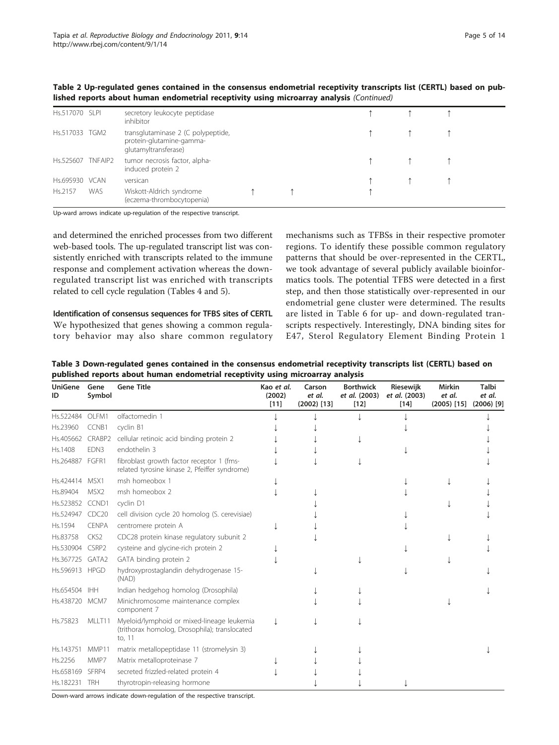**Table 2 Up-regulated genes contained in the consensus endometrial receptivity transcripts list (CERTL) based on published reports about human endometrial receptivity using microarray analysis** *(Continued)*

| UniGene ID | Gene Symbol | Gene Title | Kao *et al.* (2002) [11] | Carson *et al.* (2002) [13] | Borthwick *et al.* (2003) [12] | Riesewijk *et al.* (2003) [14] | Mirkin *et al.* (2005) [15] | Talbi *et al.* (2006) [9] |
|---|---|---|---|---|---|---|---|---|
| Hs.517070 | SLPI | secretory leukocyte peptidase inhibitor | | | ↑ | ↑ | ↑ | |
| Hs.517033 | TGM2 | transglutaminase 2 (C polypeptide, protein-glutamine-gamma-glutamyltransferase) | | | ↑ | ↑ | ↑ | |
| Hs.525607 | TNFAIP2 | tumor necrosis factor, alpha-induced protein 2 | | | ↑ | ↑ | ↑ | |
| Hs.695930 | VCAN | versican | | | ↑ | ↑ | ↑ | |
| Hs.2157 | WAS | Wiskott-Aldrich syndrome (eczema-thrombocytopenia) | ↑ | ↑ | ↑ | | | |

Up-ward arrows indicate up-regulation of the respective transcript.

and determined the enriched processes from two different web-based tools. The up-regulated transcript list was consistently enriched with transcripts related to the immune response and complement activation whereas the down-regulated transcript list was enriched with transcripts related to cell cycle regulation (Tables 4 and 5).

**Identification of consensus sequences for TFBS sites of CERTL**

We hypothesized that genes showing a common regulatory behavior may also share common regulatory mechanisms such as TFBSs in their respective promoter regions. To identify these possible common regulatory patterns that should be over-represented in the CERTL, we took advantage of several publicly available bioinformatics tools. The potential TFBS were detected in a first step, and then those statistically over-represented in our endometrial gene cluster were determined. The results are listed in Table 6 for up- and down-regulated transcripts respectively. Interestingly, DNA binding sites for E47, Sterol Regulatory Element Binding Protein 1

**Table 3 Down-regulated genes contained in the consensus endometrial receptivity transcripts list (CERTL) based on published reports about human endometrial receptivity using microarray analysis**

| UniGene ID | Gene Symbol | Gene Title | Kao *et al.* (2002) [11] | Carson *et al.* (2002) [13] | Borthwick *et al.* (2003) [12] | Riesewijk *et al.* (2003) [14] | Mirkin *et al.* (2005) [15] | Talbi *et al.* (2006) [9] |
|---|---|---|---|---|---|---|---|---|
| Hs.522484 | OLFM1 | olfactomedin 1 | ↓ | ↓ | ↓ | ↓ | | ↓ |
| Hs.23960 | CCNB1 | cyclin B1 | ↓ | ↓ | | ↓ | | ↓ |
| Hs.405662 | CRABP2 | cellular retinoic acid binding protein 2 | ↓ | ↓ | ↓ | | | ↓ |
| Hs.1408 | EDN3 | endothelin 3 | ↓ | ↓ | | ↓ | | ↓ |
| Hs.264887 | FGFR1 | fibroblast growth factor receptor 1 (fms-related tyrosine kinase 2, Pfeiffer syndrome) | ↓ | ↓ | ↓ | | | ↓ |
| Hs.424414 | MSX1 | msh homeobox 1 | ↓ | | | ↓ | ↓ | ↓ |
| Hs.89404 | MSX2 | msh homeobox 2 | ↓ | ↓ | | ↓ | | ↓ |
| Hs.523852 | CCND1 | cyclin D1 | | ↓ | | | ↓ | ↓ |
| Hs.524947 | CDC20 | cell division cycle 20 homolog (S. cerevisiae) | | ↓ | | ↓ | | ↓ |
| Hs.1594 | CENPA | centromere protein A | ↓ | ↓ | | ↓ | | |
| Hs.83758 | CKS2 | CDC28 protein kinase regulatory subunit 2 | | ↓ | | | ↓ | ↓ |
| Hs.530904 | CSRP2 | cysteine and glycine-rich protein 2 | ↓ | | | ↓ | | ↓ |
| Hs.367725 | GATA2 | GATA binding protein 2 | ↓ | | ↓ | | ↓ | |
| Hs.596913 | HPGD | hydroxyprostaglandin dehydrogenase 15-(NAD) | | ↓ | | ↓ | | ↓ |
| Hs.654504 | IHH | Indian hedgehog homolog (Drosophila) | | ↓ | ↓ | | | ↓ |
| Hs.438720 | MCM7 | Minichromosome maintenance complex component 7 | | ↓ | ↓ | | ↓ | |
| Hs.75823 | MLLT11 | Myeloid/lymphoid or mixed-lineage leukemia (trithorax homolog, Drosophila); translocated to, 11 | ↓ | ↓ | ↓ | | | |
| Hs.143751 | MMP11 | matrix metallopeptidase 11 (stromelysin 3) | | ↓ | ↓ | | | ↓ |
| Hs.2256 | MMP7 | Matrix metalloproteinase 7 | ↓ | ↓ | ↓ | | | |
| Hs.658169 | SFRP4 | secreted frizzled-related protein 4 | ↓ | ↓ | ↓ | | | |
| Hs.182231 | TRH | thyrotropin-releasing hormone | | ↓ | ↓ | ↓ | | |

Down-ward arrows indicate down-regulation of the respective transcript.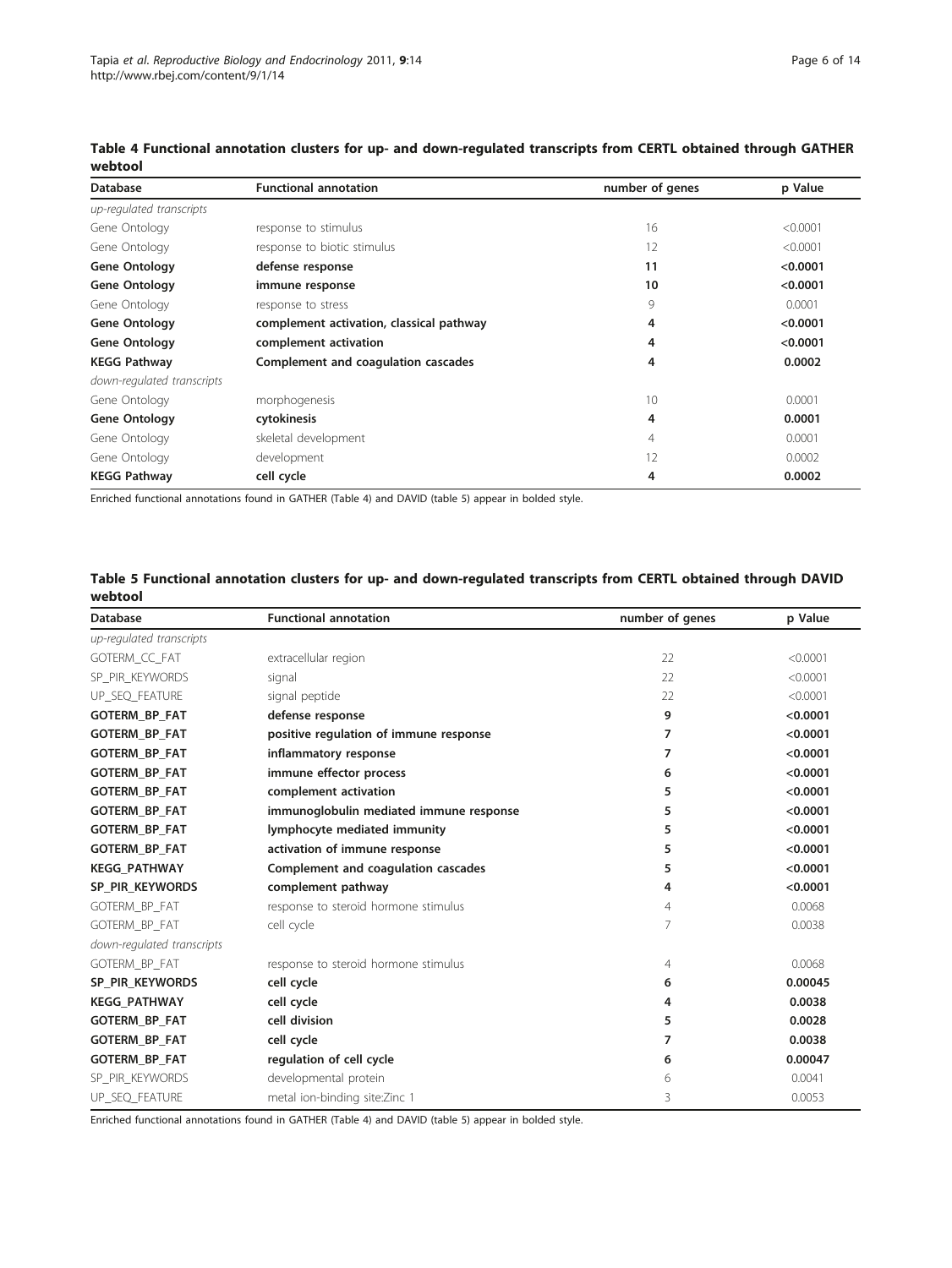**Table 4 Functional annotation clusters for up- and down-regulated transcripts from CERTL obtained through GATHER webtool**

| Database | Functional annotation | number of genes | p Value |
|---|---|---|---|
| *up-regulated transcripts* | | | |
| Gene Ontology | response to stimulus | 16 | <0.0001 |
| Gene Ontology | response to biotic stimulus | 12 | <0.0001 |
| **Gene Ontology** | **defense response** | **11** | **<0.0001** |
| **Gene Ontology** | **immune response** | **10** | **<0.0001** |
| Gene Ontology | response to stress | 9 | 0.0001 |
| **Gene Ontology** | **complement activation, classical pathway** | **4** | **<0.0001** |
| **Gene Ontology** | **complement activation** | **4** | **<0.0001** |
| **KEGG Pathway** | **Complement and coagulation cascades** | **4** | **0.0002** |
| *down-regulated transcripts* | | | |
| Gene Ontology | morphogenesis | 10 | 0.0001 |
| **Gene Ontology** | **cytokinesis** | **4** | **0.0001** |
| Gene Ontology | skeletal development | 4 | 0.0001 |
| Gene Ontology | development | 12 | 0.0002 |
| **KEGG Pathway** | **cell cycle** | **4** | **0.0002** |

Enriched functional annotations found in GATHER (Table 4) and DAVID (table 5) appear in bolded style.

**Table 5 Functional annotation clusters for up- and down-regulated transcripts from CERTL obtained through DAVID webtool**

| Database | Functional annotation | number of genes | p Value |
|---|---|---|---|
| *up-regulated transcripts* | | | |
| GOTERM_CC_FAT | extracellular region | 22 | <0.0001 |
| SP_PIR_KEYWORDS | signal | 22 | <0.0001 |
| UP_SEQ_FEATURE | signal peptide | 22 | <0.0001 |
| **GOTERM_BP_FAT** | **defense response** | **9** | **<0.0001** |
| **GOTERM_BP_FAT** | **positive regulation of immune response** | **7** | **<0.0001** |
| **GOTERM_BP_FAT** | **inflammatory response** | **7** | **<0.0001** |
| **GOTERM_BP_FAT** | **immune effector process** | **6** | **<0.0001** |
| **GOTERM_BP_FAT** | **complement activation** | **5** | **<0.0001** |
| **GOTERM_BP_FAT** | **immunoglobulin mediated immune response** | **5** | **<0.0001** |
| **GOTERM_BP_FAT** | **lymphocyte mediated immunity** | **5** | **<0.0001** |
| **GOTERM_BP_FAT** | **activation of immune response** | **5** | **<0.0001** |
| **KEGG_PATHWAY** | **Complement and coagulation cascades** | **5** | **<0.0001** |
| **SP_PIR_KEYWORDS** | **complement pathway** | **4** | **<0.0001** |
| GOTERM_BP_FAT | response to steroid hormone stimulus | 4 | 0.0068 |
| GOTERM_BP_FAT | cell cycle | 7 | 0.0038 |
| *down-regulated transcripts* | | | |
| GOTERM_BP_FAT | response to steroid hormone stimulus | 4 | 0.0068 |
| **SP_PIR_KEYWORDS** | **cell cycle** | **6** | **0.00045** |
| **KEGG_PATHWAY** | **cell cycle** | **4** | **0.0038** |
| **GOTERM_BP_FAT** | **cell division** | **5** | **0.0028** |
| **GOTERM_BP_FAT** | **cell cycle** | **7** | **0.0038** |
| **GOTERM_BP_FAT** | **regulation of cell cycle** | **6** | **0.00047** |
| SP_PIR_KEYWORDS | developmental protein | 6 | 0.0041 |
| UP_SEQ_FEATURE | metal ion-binding site:Zinc 1 | 3 | 0.0053 |

Enriched functional annotations found in GATHER (Table 4) and DAVID (table 5) appear in bolded style.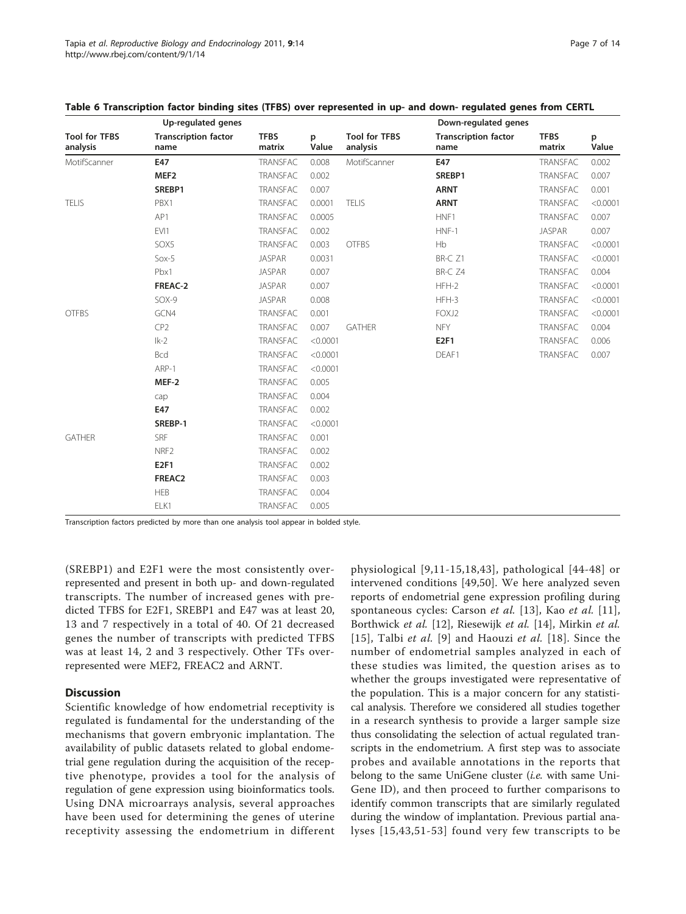**Table 6 Transcription factor binding sites (TFBS) over represented in up- and down- regulated genes from CERTL**

| Up-regulated genes | | | | Down-regulated genes | | | |
|---|---|---|---|---|---|---|---|
| **Tool for TFBS analysis** | **Transcription factor name** | **TFBS matrix** | **p Value** | **Tool for TFBS analysis** | **Transcription factor name** | **TFBS matrix** | **p Value** |
| MotifScanner | **E47** | TRANSFAC | 0.008 | MotifScanner | **E47** | TRANSFAC | 0.002 |
| | **MEF2** | TRANSFAC | 0.002 | | **SREBP1** | TRANSFAC | 0.007 |
| | **SREBP1** | TRANSFAC | 0.007 | | **ARNT** | TRANSFAC | 0.001 |
| TELIS | PBX1 | TRANSFAC | 0.0001 | TELIS | **ARNT** | TRANSFAC | <0.0001 |
| | AP1 | TRANSFAC | 0.0005 | | HNF1 | TRANSFAC | 0.007 |
| | EVI1 | TRANSFAC | 0.002 | | HNF-1 | JASPAR | 0.007 |
| | SOX5 | TRANSFAC | 0.003 | OTFBS | Hb | TRANSFAC | <0.0001 |
| | Sox-5 | JASPAR | 0.0031 | | BR-C Z1 | TRANSFAC | <0.0001 |
| | Pbx1 | JASPAR | 0.007 | | BR-C Z4 | TRANSFAC | 0.004 |
| | **FREAC-2** | JASPAR | 0.007 | | HFH-2 | TRANSFAC | <0.0001 |
| | SOX-9 | JASPAR | 0.008 | | HFH-3 | TRANSFAC | <0.0001 |
| OTFBS | GCN4 | TRANSFAC | 0.001 | | FOXJ2 | TRANSFAC | <0.0001 |
| | CP2 | TRANSFAC | 0.007 | GATHER | NFY | TRANSFAC | 0.004 |
| | Ik-2 | TRANSFAC | <0.0001 | | **E2F1** | TRANSFAC | 0.006 |
| | Bcd | TRANSFAC | <0.0001 | | DEAF1 | TRANSFAC | 0.007 |
| | ARP-1 | TRANSFAC | <0.0001 | | | | |
| | **MEF-2** | TRANSFAC | 0.005 | | | | |
| | cap | TRANSFAC | 0.004 | | | | |
| | **E47** | TRANSFAC | 0.002 | | | | |
| | **SREBP-1** | TRANSFAC | <0.0001 | | | | |
| GATHER | SRF | TRANSFAC | 0.001 | | | | |
| | NRF2 | TRANSFAC | 0.002 | | | | |
| | **E2F1** | TRANSFAC | 0.002 | | | | |
| | **FREAC2** | TRANSFAC | 0.003 | | | | |
| | HEB | TRANSFAC | 0.004 | | | | |
| | ELK1 | TRANSFAC | 0.005 | | | | |

Transcription factors predicted by more than one analysis tool appear in bolded style.

(SREBP1) and E2F1 were the most consistently over-represented and present in both up- and down-regulated transcripts. The number of increased genes with predicted TFBS for E2F1, SREBP1 and E47 was at least 20, 13 and 7 respectively in a total of 40. Of 21 decreased genes the number of transcripts with predicted TFBS was at least 14, 2 and 3 respectively. Other TFs over-represented were MEF2, FREAC2 and ARNT.

## Discussion

Scientific knowledge of how endometrial receptivity is regulated is fundamental for the understanding of the mechanisms that govern embryonic implantation. The availability of public datasets related to global endometrial gene regulation during the acquisition of the receptive phenotype, provides a tool for the analysis of regulation of gene expression using bioinformatics tools. Using DNA microarrays analysis, several approaches have been used for determining the genes of uterine receptivity assessing the endometrium in different physiological [9,11-15,18,43], pathological [44-48] or intervened conditions [49,50]. We here analyzed seven reports of endometrial gene expression profiling during spontaneous cycles: Carson *et al.* [13], Kao *et al.* [11], Borthwick *et al.* [12], Riesewijk *et al.* [14], Mirkin *et al.* [15], Talbi *et al.* [9] and Haouzi *et al.* [18]. Since the number of endometrial samples analyzed in each of these studies was limited, the question arises as to whether the groups investigated were representative of the population. This is a major concern for any statistical analysis. Therefore we considered all studies together in a research synthesis to provide a larger sample size thus consolidating the selection of actual regulated transcripts in the endometrium. A first step was to associate probes and available annotations in the reports that belong to the same UniGene cluster (*i.e.* with same UniGene ID), and then proceed to further comparisons to identify common transcripts that are similarly regulated during the window of implantation. Previous partial analyses [15,43,51-53] found very few transcripts to be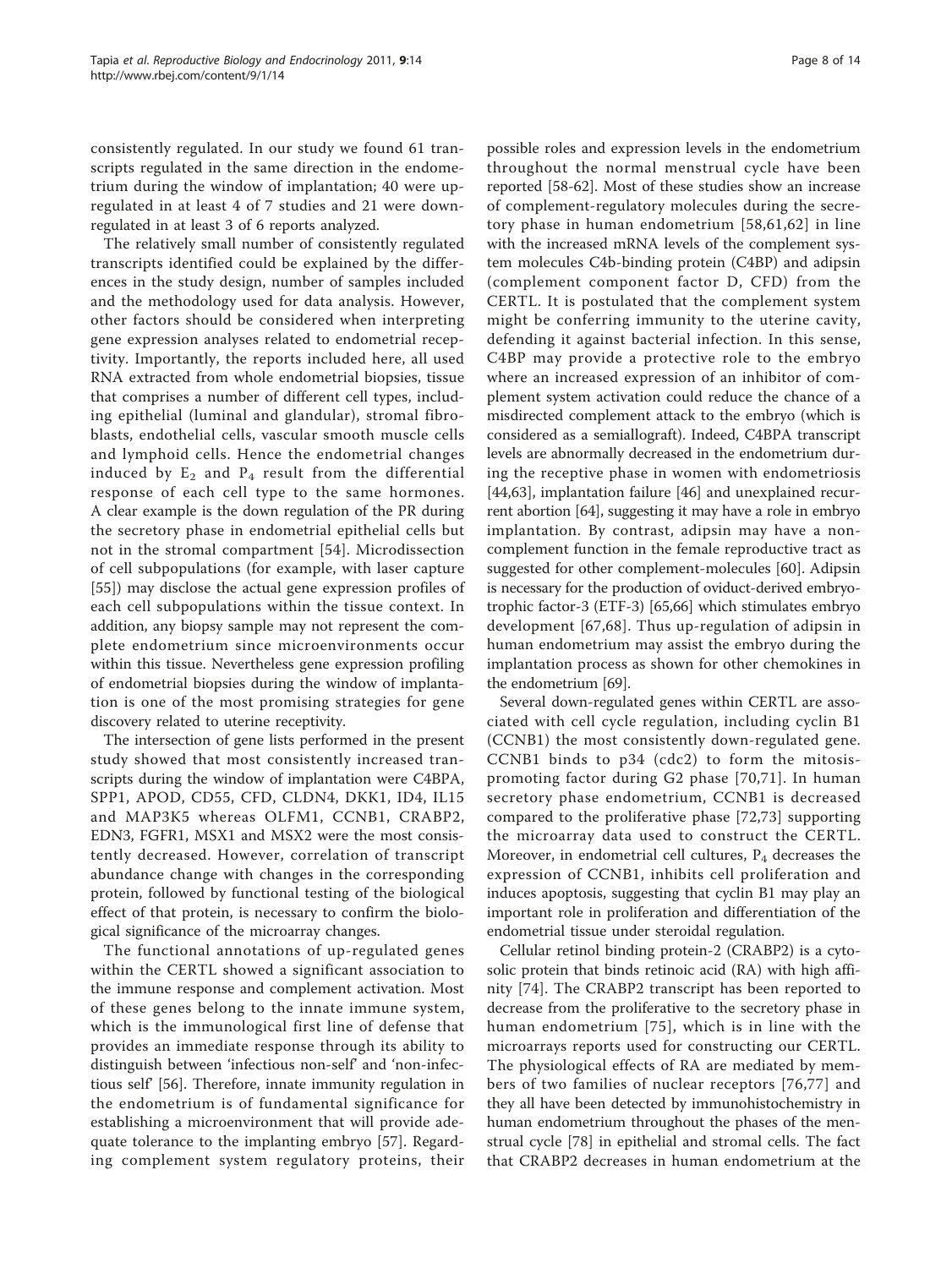consistently regulated. In our study we found 61 transcripts regulated in the same direction in the endometrium during the window of implantation; 40 were up-regulated in at least 4 of 7 studies and 21 were down-regulated in at least 3 of 6 reports analyzed.

The relatively small number of consistently regulated transcripts identified could be explained by the differences in the study design, number of samples included and the methodology used for data analysis. However, other factors should be considered when interpreting gene expression analyses related to endometrial receptivity. Importantly, the reports included here, all used RNA extracted from whole endometrial biopsies, tissue that comprises a number of different cell types, including epithelial (luminal and glandular), stromal fibroblasts, endothelial cells, vascular smooth muscle cells and lymphoid cells. Hence the endometrial changes induced by $E_2$ and $P_4$ result from the differential response of each cell type to the same hormones. A clear example is the down regulation of the PR during the secretory phase in endometrial epithelial cells but not in the stromal compartment [54]. Microdissection of cell subpopulations (for example, with laser capture [55]) may disclose the actual gene expression profiles of each cell subpopulations within the tissue context. In addition, any biopsy sample may not represent the complete endometrium since microenvironments occur within this tissue. Nevertheless gene expression profiling of endometrial biopsies during the window of implantation is one of the most promising strategies for gene discovery related to uterine receptivity.

The intersection of gene lists performed in the present study showed that most consistently increased transcripts during the window of implantation were C4BPA, SPP1, APOD, CD55, CFD, CLDN4, DKK1, ID4, IL15 and MAP3K5 whereas OLFM1, CCNB1, CRABP2, EDN3, FGFR1, MSX1 and MSX2 were the most consistently decreased. However, correlation of transcript abundance change with changes in the corresponding protein, followed by functional testing of the biological effect of that protein, is necessary to confirm the biological significance of the microarray changes.

The functional annotations of up-regulated genes within the CERTL showed a significant association to the immune response and complement activation. Most of these genes belong to the innate immune system, which is the immunological first line of defense that provides an immediate response through its ability to distinguish between 'infectious non-self' and 'non-infectious self' [56]. Therefore, innate immunity regulation in the endometrium is of fundamental significance for establishing a microenvironment that will provide adequate tolerance to the implanting embryo [57]. Regarding complement system regulatory proteins, their possible roles and expression levels in the endometrium throughout the normal menstrual cycle have been reported [58-62]. Most of these studies show an increase of complement-regulatory molecules during the secretory phase in human endometrium [58,61,62] in line with the increased mRNA levels of the complement system molecules C4b-binding protein (C4BP) and adipsin (complement component factor D, CFD) from the CERTL. It is postulated that the complement system might be conferring immunity to the uterine cavity, defending it against bacterial infection. In this sense, C4BP may provide a protective role to the embryo where an increased expression of an inhibitor of complement system activation could reduce the chance of a misdirected complement attack to the embryo (which is considered as a semiallograft). Indeed, C4BPA transcript levels are abnormally decreased in the endometrium during the receptive phase in women with endometriosis [44,63], implantation failure [46] and unexplained recurrent abortion [64], suggesting it may have a role in embryo implantation. By contrast, adipsin may have a non-complement function in the female reproductive tract as suggested for other complement-molecules [60]. Adipsin is necessary for the production of oviduct-derived embryotrophic factor-3 (ETF-3) [65,66] which stimulates embryo development [67,68]. Thus up-regulation of adipsin in human endometrium may assist the embryo during the implantation process as shown for other chemokines in the endometrium [69].

Several down-regulated genes within CERTL are associated with cell cycle regulation, including cyclin B1 (CCNB1) the most consistently down-regulated gene. CCNB1 binds to p34 (cdc2) to form the mitosis-promoting factor during G2 phase [70,71]. In human secretory phase endometrium, CCNB1 is decreased compared to the proliferative phase [72,73] supporting the microarray data used to construct the CERTL. Moreover, in endometrial cell cultures, $P_4$ decreases the expression of CCNB1, inhibits cell proliferation and induces apoptosis, suggesting that cyclin B1 may play an important role in proliferation and differentiation of the endometrial tissue under steroidal regulation.

Cellular retinol binding protein-2 (CRABP2) is a cytosolic protein that binds retinoic acid (RA) with high affinity [74]. The CRABP2 transcript has been reported to decrease from the proliferative to the secretory phase in human endometrium [75], which is in line with the microarrays reports used for constructing our CERTL. The physiological effects of RA are mediated by members of two families of nuclear receptors [76,77] and they all have been detected by immunohistochemistry in human endometrium throughout the phases of the menstrual cycle [78] in epithelial and stromal cells. The fact that CRABP2 decreases in human endometrium at the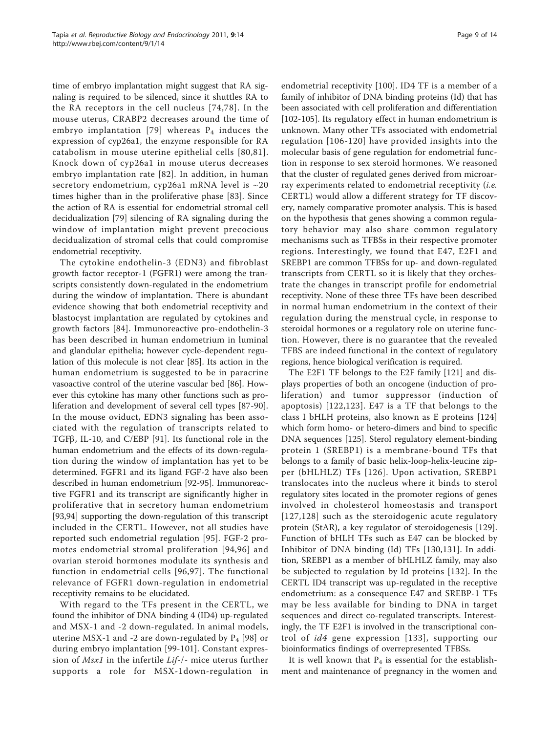time of embryo implantation might suggest that RA signaling is required to be silenced, since it shuttles RA to the RA receptors in the cell nucleus [74,78]. In the mouse uterus, CRABP2 decreases around the time of embryo implantation [79] whereas $P_4$ induces the expression of cyp26a1, the enzyme responsible for RA catabolism in mouse uterine epithelial cells [80,81]. Knock down of cyp26a1 in mouse uterus decreases embryo implantation rate [82]. In addition, in human secretory endometrium, cyp26a1 mRNA level is ~20 times higher than in the proliferative phase [83]. Since the action of RA is essential for endometrial stromal cell decidualization [79] silencing of RA signaling during the window of implantation might prevent precocious decidualization of stromal cells that could compromise endometrial receptivity.

The cytokine endothelin-3 (EDN3) and fibroblast growth factor receptor-1 (FGFR1) were among the transcripts consistently down-regulated in the endometrium during the window of implantation. There is abundant evidence showing that both endometrial receptivity and blastocyst implantation are regulated by cytokines and growth factors [84]. Immunoreactive pro-endothelin-3 has been described in human endometrium in luminal and glandular epithelia; however cycle-dependent regulation of this molecule is not clear [85]. Its action in the human endometrium is suggested to be in paracrine vasoactive control of the uterine vascular bed [86]. However this cytokine has many other functions such as proliferation and development of several cell types [87-90]. In the mouse oviduct, EDN3 signaling has been associated with the regulation of transcripts related to TGFβ, IL-10, and C/EBP [91]. Its functional role in the human endometrium and the effects of its down-regulation during the window of implantation has yet to be determined. FGFR1 and its ligand FGF-2 have also been described in human endometrium [92-95]. Immunoreactive FGFR1 and its transcript are significantly higher in proliferative that in secretory human endometrium [93,94] supporting the down-regulation of this transcript included in the CERTL. However, not all studies have reported such endometrial regulation [95]. FGF-2 promotes endometrial stromal proliferation [94,96] and ovarian steroid hormones modulate its synthesis and function in endometrial cells [96,97]. The functional relevance of FGFR1 down-regulation in endometrial receptivity remains to be elucidated.

With regard to the TFs present in the CERTL, we found the inhibitor of DNA binding 4 (ID4) up-regulated and MSX-1 and -2 down-regulated. In animal models, uterine MSX-1 and -2 are down-regulated by $P_4$ [98] or during embryo implantation [99-101]. Constant expression of *Msx1* in the infertile *Lif*-/- mice uterus further supports a role for MSX-1down-regulation in endometrial receptivity [100]. ID4 TF is a member of a family of inhibitor of DNA binding proteins (Id) that has been associated with cell proliferation and differentiation [102-105]. Its regulatory effect in human endometrium is unknown. Many other TFs associated with endometrial regulation [106-120] have provided insights into the molecular basis of gene regulation for endometrial function in response to sex steroid hormones. We reasoned that the cluster of regulated genes derived from microarray experiments related to endometrial receptivity (*i.e.* CERTL) would allow a different strategy for TF discovery, namely comparative promoter analysis. This is based on the hypothesis that genes showing a common regulatory behavior may also share common regulatory mechanisms such as TFBSs in their respective promoter regions. Interestingly, we found that E47, E2F1 and SREBP1 are common TFBSs for up- and down-regulated transcripts from CERTL so it is likely that they orchestrate the changes in transcript profile for endometrial receptivity. None of these three TFs have been described in normal human endometrium in the context of their regulation during the menstrual cycle, in response to steroidal hormones or a regulatory role on uterine function. However, there is no guarantee that the revealed TFBS are indeed functional in the context of regulatory regions, hence biological verification is required.

The E2F1 TF belongs to the E2F family [121] and displays properties of both an oncogene (induction of proliferation) and tumor suppressor (induction of apoptosis) [122,123]. E47 is a TF that belongs to the class I bHLH proteins, also known as E proteins [124] which form homo- or hetero-dimers and then bind to specific DNA sequences [125]. Sterol regulatory element-binding protein 1 (SREBP1) is a membrane-bound TFs that belongs to a family of basic helix-loop-helix-leucine zipper (bHLHLZ) TFs [126]. Upon activation, SREBP1 translocates into the nucleus where it binds to sterol regulatory sites located in the promoter regions of genes involved in cholesterol homeostasis and transport [127,128] such as the steroidogenic acute regulatory protein (StAR), a key regulator of steroidogenesis [129]. Function of bHLH TFs such as E47 can be blocked by Inhibitor of DNA binding (Id) TFs [130,131]. In addition, SREBP1 as a member of bHLHLZ family, may also be subjected to regulation by Id proteins [132]. In the CERTL ID4 transcript was up-regulated in the receptive endometrium: as a consequence E47 and SREBP-1 TFs may be less available for binding to DNA in target sequences and direct co-regulated transcripts. Interestingly, the TF E2F1 is involved in the transcriptional control of *id4* gene expression [133], supporting our bioinformatics findings of overrepresented TFBSs.

It is well known that $P_4$ is essential for the establishment and maintenance of pregnancy in the women and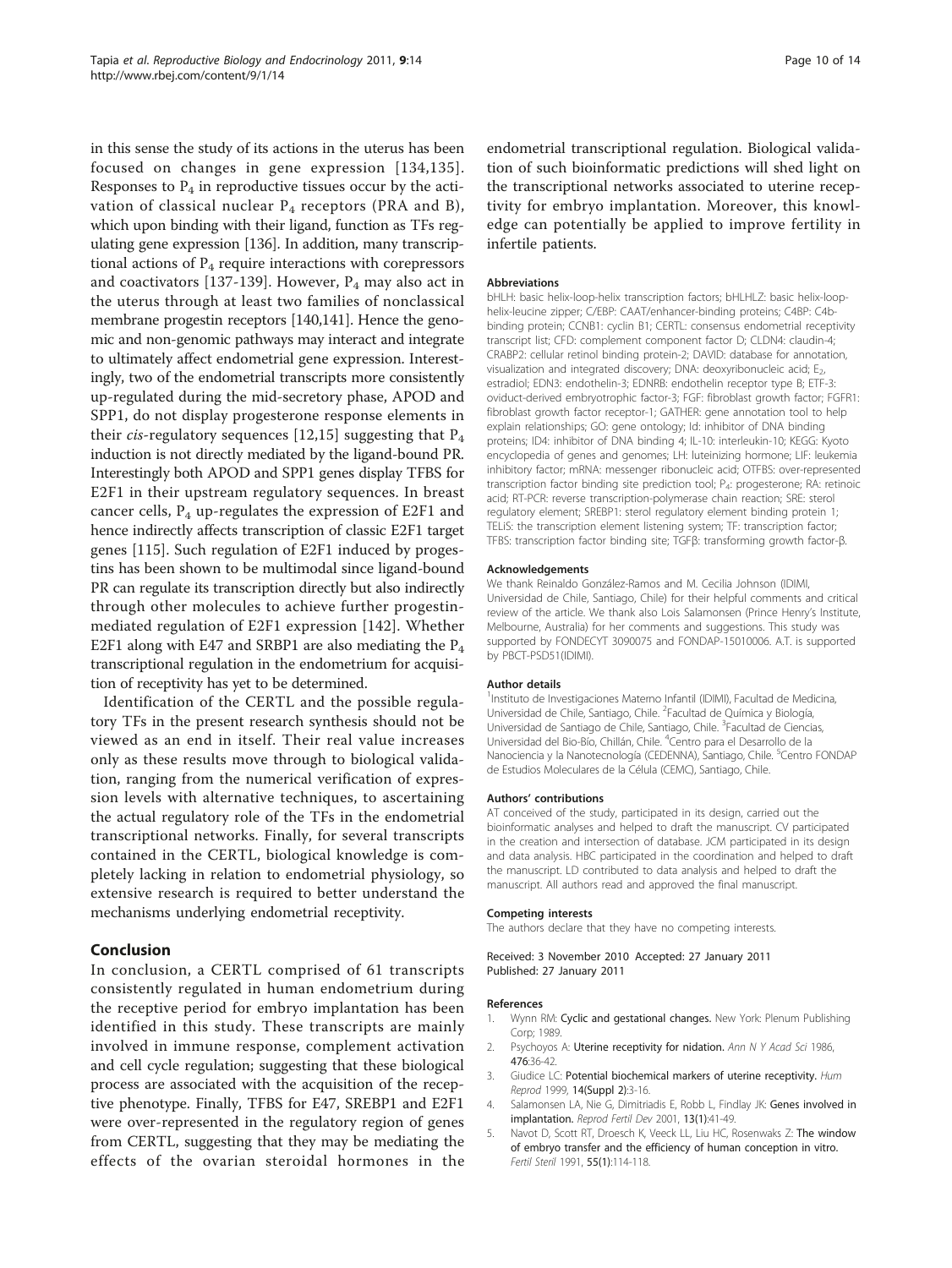in this sense the study of its actions in the uterus has been focused on changes in gene expression [134,135]. Responses to $P_4$ in reproductive tissues occur by the activation of classical nuclear $P_4$ receptors (PRA and B), which upon binding with their ligand, function as TFs regulating gene expression [136]. In addition, many transcriptional actions of $P_4$ require interactions with corepressors and coactivators [137-139]. However, $P_4$ may also act in the uterus through at least two families of nonclassical membrane progestin receptors [140,141]. Hence the genomic and non-genomic pathways may interact and integrate to ultimately affect endometrial gene expression. Interestingly, two of the endometrial transcripts more consistently up-regulated during the mid-secretory phase, APOD and SPP1, do not display progesterone response elements in their *cis*-regulatory sequences [12,15] suggesting that $P_4$ induction is not directly mediated by the ligand-bound PR. Interestingly both APOD and SPP1 genes display TFBS for E2F1 in their upstream regulatory sequences. In breast cancer cells, $P_4$ up-regulates the expression of E2F1 and hence indirectly affects transcription of classic E2F1 target genes [115]. Such regulation of E2F1 induced by progestins has been shown to be multimodal since ligand-bound PR can regulate its transcription directly but also indirectly through other molecules to achieve further progestin-mediated regulation of E2F1 expression [142]. Whether E2F1 along with E47 and SRBP1 are also mediating the $P_4$ transcriptional regulation in the endometrium for acquisition of receptivity has yet to be determined.

Identification of the CERTL and the possible regulatory TFs in the present research synthesis should not be viewed as an end in itself. Their real value increases only as these results move through to biological validation, ranging from the numerical verification of expression levels with alternative techniques, to ascertaining the actual regulatory role of the TFs in the endometrial transcriptional networks. Finally, for several transcripts contained in the CERTL, biological knowledge is completely lacking in relation to endometrial physiology, so extensive research is required to better understand the mechanisms underlying endometrial receptivity.

## Conclusion

In conclusion, a CERTL comprised of 61 transcripts consistently regulated in human endometrium during the receptive period for embryo implantation has been identified in this study. These transcripts are mainly involved in immune response, complement activation and cell cycle regulation; suggesting that these biological process are associated with the acquisition of the receptive phenotype. Finally, TFBS for E47, SREBP1 and E2F1 were over-represented in the regulatory region of genes from CERTL, suggesting that they may be mediating the effects of the ovarian steroidal hormones in the endometrial transcriptional regulation. Biological validation of such bioinformatic predictions will shed light on the transcriptional networks associated to uterine receptivity for embryo implantation. Moreover, this knowledge can potentially be applied to improve fertility in infertile patients.

#### Abbreviations

bHLH: basic helix-loop-helix transcription factors; bHLHLZ: basic helix-loop-helix-leucine zipper; C/EBP: CAAT/enhancer-binding proteins; C4BP: C4b-binding protein; CCNB1: cyclin B1; CERTL: consensus endometrial receptivity transcript list; CFD: complement component factor D; CLDN4: claudin-4; CRABP2: cellular retinol binding protein-2; DAVID: database for annotation, visualization and integrated discovery; DNA: deoxyribonucleic acid; $E_2$, estradiol; EDN3: endothelin-3; EDNRB: endothelin receptor type B; ETF-3: oviduct-derived embryotrophic factor-3; FGF: fibroblast growth factor; FGFR1: fibroblast growth factor receptor-1; GATHER: gene annotation tool to help explain relationships; GO: gene ontology; Id: inhibitor of DNA binding proteins; ID4: inhibitor of DNA binding 4; IL-10: interleukin-10; KEGG: Kyoto encyclopedia of genes and genomes; LH: luteinizing hormone; LIF: leukemia inhibitory factor; mRNA: messenger ribonucleic acid; OTFBS: over-represented transcription factor binding site prediction tool; $P_4$: progesterone; RA: retinoic acid; RT-PCR: reverse transcription-polymerase chain reaction; SRE: sterol regulatory element; SREBP1: sterol regulatory element binding protein 1; TELiS: the transcription element listening system; TF: transcription factor; TFBS: transcription factor binding site; TGFβ: transforming growth factor-β.

#### Acknowledgements

We thank Reinaldo González-Ramos and M. Cecilia Johnson (IDIMI, Universidad de Chile, Santiago, Chile) for their helpful comments and critical review of the article. We thank also Lois Salamonsen (Prince Henry's Institute, Melbourne, Australia) for her comments and suggestions. This study was supported by FONDECYT 3090075 and FONDAP-15010006. A.T. is supported by PBCT-PSD51(IDIMI).

#### Author details

[1]Instituto de Investigaciones Materno Infantil (IDIMI), Facultad de Medicina, Universidad de Chile, Santiago, Chile. [2]Facultad de Química y Biología, Universidad de Santiago de Chile, Santiago, Chile. [3]Facultad de Ciencias, Universidad del Bío-Bío, Chillán, Chile. [4]Centro para el Desarrollo de la Nanociencia y la Nanotecnología (CEDENNA), Santiago, Chile. [5]Centro FONDAP de Estudios Moleculares de la Célula (CEMC), Santiago, Chile.

#### Authors' contributions

AT conceived of the study, participated in its design, carried out the bioinformatic analyses and helped to draft the manuscript. CV participated in the creation and intersection of database. JCM participated in its design and data analysis. HBC participated in the coordination and helped to draft the manuscript. LD contributed to data analysis and helped to draft the manuscript. All authors read and approved the final manuscript.

#### Competing interests

The authors declare that they have no competing interests.

Received: 3 November 2010 Accepted: 27 January 2011
Published: 27 January 2011

#### References

1. Wynn RM: **Cyclic and gestational changes.** New York: Plenum Publishing Corp; 1989.
2. Psychoyos A: **Uterine receptivity for nidation.** *Ann N Y Acad Sci* 1986, **476**:36-42.
3. Giudice LC: **Potential biochemical markers of uterine receptivity.** *Hum Reprod* 1999, **14(Suppl 2)**:3-16.
4. Salamonsen LA, Nie G, Dimitriadis E, Robb L, Findlay JK: **Genes involved in implantation.** *Reprod Fertil Dev* 2001, **13(1)**:41-49.
5. Navot D, Scott RT, Droesch K, Veeck LL, Liu HC, Rosenwaks Z: **The window of embryo transfer and the efficiency of human conception in vitro.** *Fertil Steril* 1991, **55(1)**:114-118.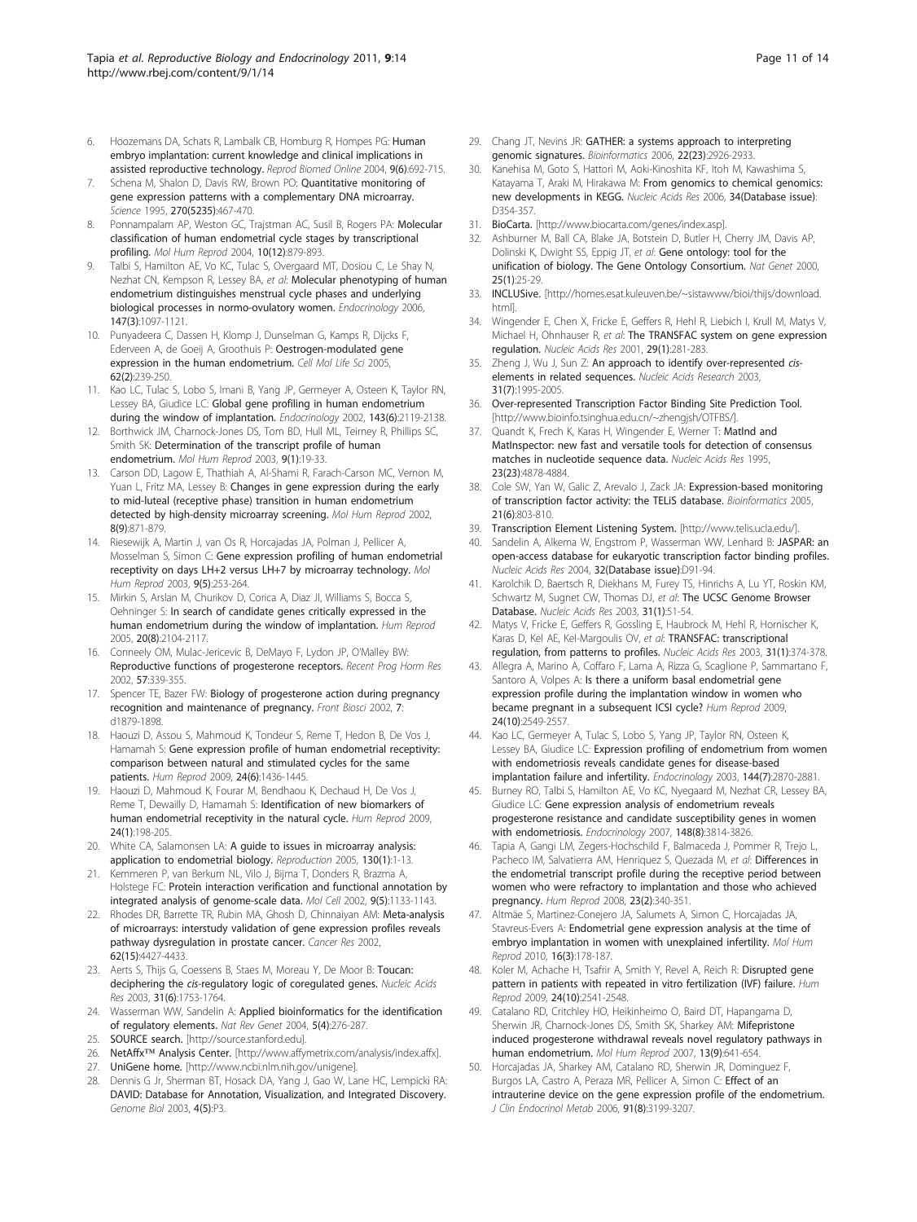6. Hoozemans DA, Schats R, Lambalk CB, Homburg R, Hompes PG: **Human embryo implantation: current knowledge and clinical implications in assisted reproductive technology.** *Reprod Biomed Online* 2004, 9(6):692-715.
7. Schena M, Shalon D, Davis RW, Brown PO: **Quantitative monitoring of gene expression patterns with a complementary DNA microarray.** *Science* 1995, 270(5235):467-470.
8. Ponnampalam AP, Weston GC, Trajstman AC, Susil B, Rogers PA: **Molecular classification of human endometrial cycle stages by transcriptional profiling.** *Mol Hum Reprod* 2004, 10(12):879-893.
9. Talbi S, Hamilton AE, Vo KC, Tulac S, Overgaard MT, Dosiou C, Le Shay N, Nezhat CN, Kempson R, Lessey BA, *et al*: **Molecular phenotyping of human endometrium distinguishes menstrual cycle phases and underlying biological processes in normo-ovulatory women.** *Endocrinology* 2006, 147(3):1097-1121.
10. Punyadeera C, Dassen H, Klomp J, Dunselman G, Kamps R, Dijcks F, Ederveen A, de Goeij A, Groothuis P: **Oestrogen-modulated gene expression in the human endometrium.** *Cell Mol Life Sci* 2005, 62(2):239-250.
11. Kao LC, Tulac S, Lobo S, Imani B, Yang JP, Germeyer A, Osteen K, Taylor RN, Lessey BA, Giudice LC: **Global gene profiling in human endometrium during the window of implantation.** *Endocrinology* 2002, 143(6):2119-2138.
12. Borthwick JM, Charnock-Jones DS, Tom BD, Hull ML, Teirney R, Phillips SC, Smith SK: **Determination of the transcript profile of human endometrium.** *Mol Hum Reprod* 2003, 9(1):19-33.
13. Carson DD, Lagow E, Thathiah A, Al-Shami R, Farach-Carson MC, Vernon M, Yuan L, Fritz MA, Lessey B: **Changes in gene expression during the early to mid-luteal (receptive phase) transition in human endometrium detected by high-density microarray screening.** *Mol Hum Reprod* 2002, 8(9):871-879.
14. Riesewijk A, Martin J, van Os R, Horcajadas JA, Polman J, Pellicer A, Mosselman S, Simon C: **Gene expression profiling of human endometrial receptivity on days LH+2 versus LH+7 by microarray technology.** *Mol Hum Reprod* 2003, 9(5):253-264.
15. Mirkin S, Arslan M, Churikov D, Corica A, Diaz JI, Williams S, Bocca S, Oehninger S: **In search of candidate genes critically expressed in the human endometrium during the window of implantation.** *Hum Reprod* 2005, 20(8):2104-2117.
16. Conneely OM, Mulac-Jericevic B, DeMayo F, Lydon JP, O'Malley BW: **Reproductive functions of progesterone receptors.** *Recent Prog Horm Res* 2002, 57:339-355.
17. Spencer TE, Bazer FW: **Biology of progesterone action during pregnancy recognition and maintenance of pregnancy.** *Front Biosci* 2002, 7: d1879-1898.
18. Haouzi D, Assou S, Mahmoud K, Tondeur S, Reme T, Hedon B, De Vos J, Hamamah S: **Gene expression profile of human endometrial receptivity: comparison between natural and stimulated cycles for the same patients.** *Hum Reprod* 2009, 24(6):1436-1445.
19. Haouzi D, Mahmoud K, Fourar M, Bendhaou K, Dechaud H, De Vos J, Reme T, Dewailly D, Hamamah S: **Identification of new biomarkers of human endometrial receptivity in the natural cycle.** *Hum Reprod* 2009, 24(1):198-205.
20. White CA, Salamonsen LA: **A guide to issues in microarray analysis: application to endometrial biology.** *Reproduction* 2005, 130(1):1-13.
21. Kemmeren P, van Berkum NL, Vilo J, Bijma T, Donders R, Brazma A, Holstege FC: **Protein interaction verification and functional annotation by integrated analysis of genome-scale data.** *Mol Cell* 2002, 9(5):1133-1143.
22. Rhodes DR, Barrette TR, Rubin MA, Ghosh D, Chinnaiyan AM: **Meta-analysis of microarrays: interstudy validation of gene expression profiles reveals pathway dysregulation in prostate cancer.** *Cancer Res* 2002, 62(15):4427-4433.
23. Aerts S, Thijs G, Coessens B, Staes M, Moreau Y, De Moor B: **Toucan: deciphering the *cis*-regulatory logic of coregulated genes.** *Nucleic Acids Res* 2003, 31(6):1753-1764.
24. Wasserman WW, Sandelin A: **Applied bioinformatics for the identification of regulatory elements.** *Nat Rev Genet* 2004, 5(4):276-287.
25. **SOURCE search.** [http://source.stanford.edu].
26. **NetAffx™ Analysis Center.** [http://www.affymetrix.com/analysis/index.affx].
27. **UniGene home.** [http://www.ncbi.nlm.nih.gov/unigene].
28. Dennis G Jr, Sherman BT, Hosack DA, Yang J, Gao W, Lane HC, Lempicki RA: **DAVID: Database for Annotation, Visualization, and Integrated Discovery.** *Genome Biol* 2003, 4(5):P3.
29. Chang JT, Nevins JR: **GATHER: a systems approach to interpreting genomic signatures.** *Bioinformatics* 2006, 22(23):2926-2933.
30. Kanehisa M, Goto S, Hattori M, Aoki-Kinoshita KF, Itoh M, Kawashima S, Katayama T, Araki M, Hirakawa M: **From genomics to chemical genomics: new developments in KEGG.** *Nucleic Acids Res* 2006, 34(Database issue): D354-357.
31. **BioCarta.** [http://www.biocarta.com/genes/index.asp].
32. Ashburner M, Ball CA, Blake JA, Botstein D, Butler H, Cherry JM, Davis AP, Dolinski K, Dwight SS, Eppig JT, *et al*: **Gene ontology: tool for the unification of biology. The Gene Ontology Consortium.** *Nat Genet* 2000, 25(1):25-29.
33. **INCLUSive.** [http://homes.esat.kuleuven.be/~sistawww/bioi/thijs/download.html].
34. Wingender E, Chen X, Fricke E, Geffers R, Hehl R, Liebich I, Krull M, Matys V, Michael H, Ohnhauser R, *et al*: **The TRANSFAC system on gene expression regulation.** *Nucleic Acids Res* 2001, 29(1):281-283.
35. Zheng J, Wu J, Sun Z: **An approach to identify over-represented *cis*-elements in related sequences.** *Nucleic Acids Research* 2003, 31(7):1995-2005.
36. **Over-represented Transcription Factor Binding Site Prediction Tool.** [http://www.bioinfo.tsinghua.edu.cn/~zhengjsh/OTFBS/].
37. Quandt K, Frech K, Karas H, Wingender E, Werner T: **MatInd and MatInspector: new fast and versatile tools for detection of consensus matches in nucleotide sequence data.** *Nucleic Acids Res* 1995, 23(23):4878-4884.
38. Cole SW, Yan W, Galic Z, Arevalo J, Zack JA: **Expression-based monitoring of transcription factor activity: the TELiS database.** *Bioinformatics* 2005, 21(6):803-810.
39. **Transcription Element Listening System.** [http://www.telis.ucla.edu/].
40. Sandelin A, Alkema W, Engstrom P, Wasserman WW, Lenhard B: **JASPAR: an open-access database for eukaryotic transcription factor binding profiles.** *Nucleic Acids Res* 2004, 32(Database issue):D91-94.
41. Karolchik D, Baertsch R, Diekhans M, Furey TS, Hinrichs A, Lu YT, Roskin KM, Schwartz M, Sugnet CW, Thomas DJ, *et al*: **The UCSC Genome Browser Database.** *Nucleic Acids Res* 2003, 31(1):51-54.
42. Matys V, Fricke E, Geffers R, Gossling E, Haubrock M, Hehl R, Hornischer K, Karas D, Kel AE, Kel-Margoulis OV, *et al*: **TRANSFAC: transcriptional regulation, from patterns to profiles.** *Nucleic Acids Res* 2003, 31(1):374-378.
43. Allegra A, Marino A, Coffaro F, Lama A, Rizza G, Scaglione P, Sammartano F, Santoro A, Volpes A: **Is there a uniform basal endometrial gene expression profile during the implantation window in women who became pregnant in a subsequent ICSI cycle?** *Hum Reprod* 2009, 24(10):2549-2557.
44. Kao LC, Germeyer A, Tulac S, Lobo S, Yang JP, Taylor RN, Osteen K, Lessey BA, Giudice LC: **Expression profiling of endometrium from women with endometriosis reveals candidate genes for disease-based implantation failure and infertility.** *Endocrinology* 2003, 144(7):2870-2881.
45. Burney RO, Talbi S, Hamilton AE, Vo KC, Nyegaard M, Nezhat CR, Lessey BA, Giudice LC: **Gene expression analysis of endometrium reveals progesterone resistance and candidate susceptibility genes in women with endometriosis.** *Endocrinology* 2007, 148(8):3814-3826.
46. Tapia A, Gangi LM, Zegers-Hochschild F, Balmaceda J, Pommer R, Trejo L, Pacheco IM, Salvatierra AM, Henriquez S, Quezada M, *et al*: **Differences in the endometrial transcript profile during the receptive period between women who were refractory to implantation and those who achieved pregnancy.** *Hum Reprod* 2008, 23(2):340-351.
47. Altmäe S, Martinez-Conejero JA, Salumets A, Simon C, Horcajadas JA, Stavreus-Evers A: **Endometrial gene expression analysis at the time of embryo implantation in women with unexplained infertility.** *Mol Hum Reprod* 2010, 16(3):178-187.
48. Koler M, Achache H, Tsafrir A, Smith Y, Revel A, Reich R: **Disrupted gene pattern in patients with repeated in vitro fertilization (IVF) failure.** *Hum Reprod* 2009, 24(10):2541-2548.
49. Catalano RD, Critchley HO, Heikinheimo O, Baird DT, Hapangama D, Sherwin JR, Charnock-Jones DS, Smith SK, Sharkey AM: **Mifepristone induced progesterone withdrawal reveals novel regulatory pathways in human endometrium.** *Mol Hum Reprod* 2007, 13(9):641-654.
50. Horcajadas JA, Sharkey AM, Catalano RD, Sherwin JR, Dominguez F, Burgos LA, Castro A, Peraza MR, Pellicer A, Simon C: **Effect of an intrauterine device on the gene expression profile of the endometrium.** *J Clin Endocrinol Metab* 2006, 91(8):3199-3207.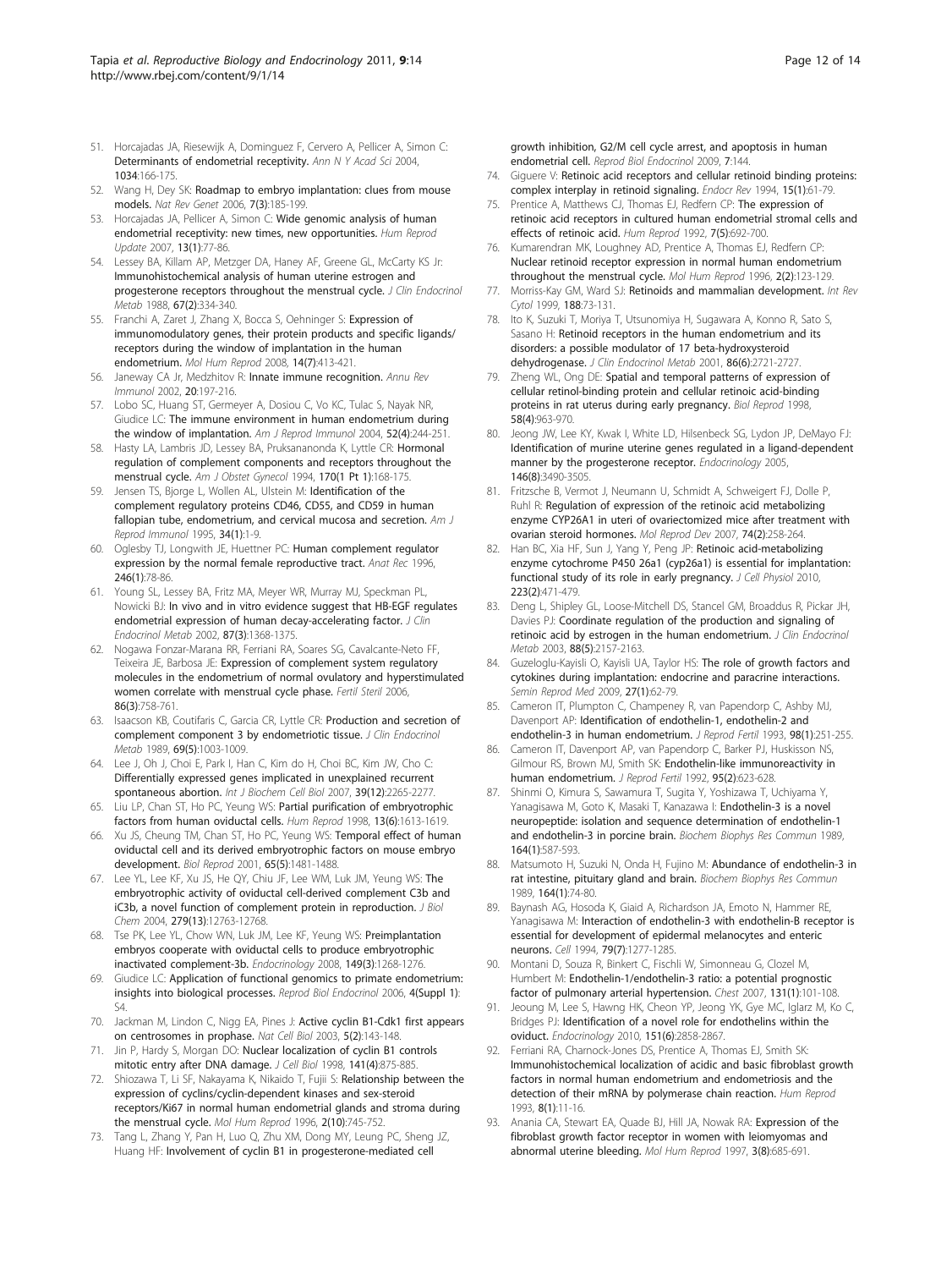51. Horcajadas JA, Riesewijk A, Dominguez F, Cervero A, Pellicer A, Simon C: **Determinants of endometrial receptivity.** *Ann N Y Acad Sci* 2004, **1034**:166-175.
52. Wang H, Dey SK: **Roadmap to embryo implantation: clues from mouse models.** *Nat Rev Genet* 2006, **7(3)**:185-199.
53. Horcajadas JA, Pellicer A, Simon C: **Wide genomic analysis of human endometrial receptivity: new times, new opportunities.** *Hum Reprod Update* 2007, **13(1)**:77-86.
54. Lessey BA, Killam AP, Metzger DA, Haney AF, Greene GL, McCarty KS Jr: **Immunohistochemical analysis of human uterine estrogen and progesterone receptors throughout the menstrual cycle.** *J Clin Endocrinol Metab* 1988, **67(2)**:334-340.
55. Franchi A, Zaret J, Zhang X, Bocca S, Oehninger S: **Expression of immunomodulatory genes, their protein products and specific ligands/receptors during the window of implantation in the human endometrium.** *Mol Hum Reprod* 2008, **14(7)**:413-421.
56. Janeway CA Jr, Medzhitov R: **Innate immune recognition.** *Annu Rev Immunol* 2002, **20**:197-216.
57. Lobo SC, Huang ST, Germeyer A, Dosiou C, Vo KC, Tulac S, Nayak NR, Giudice LC: **The immune environment in human endometrium during the window of implantation.** *Am J Reprod Immunol* 2004, **52(4)**:244-251.
58. Hasty LA, Lambris JD, Lessey BA, Pruksananonda K, Lyttle CR: **Hormonal regulation of complement components and receptors throughout the menstrual cycle.** *Am J Obstet Gynecol* 1994, **170(1 Pt 1)**:168-175.
59. Jensen TS, Bjorge L, Wollen AL, Ulstein M: **Identification of the complement regulatory proteins CD46, CD55, and CD59 in human fallopian tube, endometrium, and cervical mucosa and secretion.** *Am J Reprod Immunol* 1995, **34(1)**:1-9.
60. Oglesby TJ, Longwith JE, Huettner PC: **Human complement regulator expression by the normal female reproductive tract.** *Anat Rec* 1996, **246(1)**:78-86.
61. Young SL, Lessey BA, Fritz MA, Meyer WR, Murray MJ, Speckman PL, Nowicki BJ: **In vivo and in vitro evidence suggest that HB-EGF regulates endometrial expression of human decay-accelerating factor.** *J Clin Endocrinol Metab* 2002, **87(3)**:1368-1375.
62. Nogawa Fonzar-Marana RR, Ferriani RA, Soares SG, Cavalcante-Neto FF, Teixeira JE, Barbosa JE: **Expression of complement system regulatory molecules in the endometrium of normal ovulatory and hyperstimulated women correlate with menstrual cycle phase.** *Fertil Steril* 2006, **86(3)**:758-761.
63. Isaacson KB, Coutifaris C, Garcia CR, Lyttle CR: **Production and secretion of complement component 3 by endometriotic tissue.** *J Clin Endocrinol Metab* 1989, **69(5)**:1003-1009.
64. Lee J, Oh J, Choi E, Park I, Han C, Kim do H, Choi BC, Kim JW, Cho C: **Differentially expressed genes implicated in unexplained recurrent spontaneous abortion.** *Int J Biochem Cell Biol* 2007, **39(12)**:2265-2277.
65. Liu LP, Chan ST, Ho PC, Yeung WS: **Partial purification of embryotrophic factors from human oviductal cells.** *Hum Reprod* 1998, **13(6)**:1613-1619.
66. Xu JS, Cheung TM, Chan ST, Ho PC, Yeung WS: **Temporal effect of human oviductal cell and its derived embryotrophic factors on mouse embryo development.** *Biol Reprod* 2001, **65(5)**:1481-1488.
67. Lee YL, Lee KF, Xu JS, He QY, Chiu JF, Lee WM, Luk JM, Yeung WS: **The embryotrophic activity of oviductal cell-derived complement C3b and iC3b, a novel function of complement protein in reproduction.** *J Biol Chem* 2004, **279(13)**:12763-12768.
68. Tse PK, Lee YL, Chow WN, Luk JM, Lee KF, Yeung WS: **Preimplantation embryos cooperate with oviductal cells to produce embryotrophic inactivated complement-3b.** *Endocrinology* 2008, **149(3)**:1268-1276.
69. Giudice LC: **Application of functional genomics to primate endometrium: insights into biological processes.** *Reprod Biol Endocrinol* 2006, **4(Suppl 1)**: S4.
70. Jackman M, Lindon C, Nigg EA, Pines J: **Active cyclin B1-Cdk1 first appears on centrosomes in prophase.** *Nat Cell Biol* 2003, **5(2)**:143-148.
71. Jin P, Hardy S, Morgan DO: **Nuclear localization of cyclin B1 controls mitotic entry after DNA damage.** *J Cell Biol* 1998, **141(4)**:875-885.
72. Shiozawa T, Li SF, Nakayama K, Nikaido T, Fujii S: **Relationship between the expression of cyclins/cyclin-dependent kinases and sex-steroid receptors/Ki67 in normal human endometrial glands and stroma during the menstrual cycle.** *Mol Hum Reprod* 1996, **2(10)**:745-752.
73. Tang L, Zhang Y, Pan H, Luo Q, Zhu XM, Dong MY, Leung PC, Sheng JZ, Huang HF: **Involvement of cyclin B1 in progesterone-mediated cell growth inhibition, G2/M cell cycle arrest, and apoptosis in human endometrial cell.** *Reprod Biol Endocrinol* 2009, **7**:144.
74. Giguere V: **Retinoic acid receptors and cellular retinoid binding proteins: complex interplay in retinoid signaling.** *Endocr Rev* 1994, **15(1)**:61-79.
75. Prentice A, Matthews CJ, Thomas EJ, Redfern CP: **The expression of retinoic acid receptors in cultured human endometrial stromal cells and effects of retinoic acid.** *Hum Reprod* 1992, **7(5)**:692-700.
76. Kumarendran MK, Loughney AD, Prentice A, Thomas EJ, Redfern CP: **Nuclear retinoid receptor expression in normal human endometrium throughout the menstrual cycle.** *Mol Hum Reprod* 1996, **2(2)**:123-129.
77. Morriss-Kay GM, Ward SJ: **Retinoids and mammalian development.** *Int Rev Cytol* 1999, **188**:73-131.
78. Ito K, Suzuki T, Moriya T, Utsunomiya H, Sugawara A, Konno R, Sato S, Sasano H: **Retinoid receptors in the human endometrium and its disorders: a possible modulator of 17 beta-hydroxysteroid dehydrogenase.** *J Clin Endocrinol Metab* 2001, **86(6)**:2721-2727.
79. Zheng WL, Ong DE: **Spatial and temporal patterns of expression of cellular retinol-binding protein and cellular retinoic acid-binding proteins in rat uterus during early pregnancy.** *Biol Reprod* 1998, **58(4)**:963-970.
80. Jeong JW, Lee KY, Kwak I, White LD, Hilsenbeck SG, Lydon JP, DeMayo FJ: **Identification of murine uterine genes regulated in a ligand-dependent manner by the progesterone receptor.** *Endocrinology* 2005, **146(8)**:3490-3505.
81. Fritzsche B, Vermot J, Neumann U, Schmidt A, Schweigert FJ, Dolle P, Ruhl R: **Regulation of expression of the retinoic acid metabolizing enzyme CYP26A1 in uteri of ovariectomized mice after treatment with ovarian steroid hormones.** *Mol Reprod Dev* 2007, **74(2)**:258-264.
82. Han BC, Xia HF, Sun J, Yang Y, Peng JP: **Retinoic acid-metabolizing enzyme cytochrome P450 26a1 (cyp26a1) is essential for implantation: functional study of its role in early pregnancy.** *J Cell Physiol* 2010, **223(2)**:471-479.
83. Deng L, Shipley GL, Loose-Mitchell DS, Stancel GM, Broaddus R, Pickar JH, Davies PJ: **Coordinate regulation of the production and signaling of retinoic acid by estrogen in the human endometrium.** *J Clin Endocrinol Metab* 2003, **88(5)**:2157-2163.
84. Guzeloglu-Kayisli O, Kayisli UA, Taylor HS: **The role of growth factors and cytokines during implantation: endocrine and paracrine interactions.** *Semin Reprod Med* 2009, **27(1)**:62-79.
85. Cameron IT, Plumpton C, Champeney R, van Papendorp C, Ashby MJ, Davenport AP: **Identification of endothelin-1, endothelin-2 and endothelin-3 in human endometrium.** *J Reprod Fertil* 1993, **98(1)**:251-255.
86. Cameron IT, Davenport AP, van Papendorp C, Barker PJ, Huskisson NS, Gilmour RS, Brown MJ, Smith SK: **Endothelin-like immunoreactivity in human endometrium.** *J Reprod Fertil* 1992, **95(2)**:623-628.
87. Shinmi O, Kimura S, Sawamura T, Sugita Y, Yoshizawa T, Uchiyama Y, Yanagisawa M, Goto K, Masaki T, Kanazawa I: **Endothelin-3 is a novel neuropeptide: isolation and sequence determination of endothelin-1 and endothelin-3 in porcine brain.** *Biochem Biophys Res Commun* 1989, **164(1)**:587-593.
88. Matsumoto H, Suzuki N, Onda H, Fujino M: **Abundance of endothelin-3 in rat intestine, pituitary gland and brain.** *Biochem Biophys Res Commun* 1989, **164(1)**:74-80.
89. Baynash AG, Hosoda K, Giaid A, Richardson JA, Emoto N, Hammer RE, Yanagisawa M: **Interaction of endothelin-3 with endothelin-B receptor is essential for development of epidermal melanocytes and enteric neurons.** *Cell* 1994, **79(7)**:1277-1285.
90. Montani D, Souza R, Binkert C, Fischli W, Simonneau G, Clozel M, Humbert M: **Endothelin-1/endothelin-3 ratio: a potential prognostic factor of pulmonary arterial hypertension.** *Chest* 2007, **131(1)**:101-108.
91. Jeoung M, Lee S, Hawng HK, Cheon YP, Jeong YK, Gye MC, Iglarz M, Ko C, Bridges PJ: **Identification of a novel role for endothelins within the oviduct.** *Endocrinology* 2010, **151(6)**:2858-2867.
92. Ferriani RA, Charnock-Jones DS, Prentice A, Thomas EJ, Smith SK: **Immunohistochemical localization of acidic and basic fibroblast growth factors in normal human endometrium and endometriosis and the detection of their mRNA by polymerase chain reaction.** *Hum Reprod* 1993, **8(1)**:11-16.
93. Anania CA, Stewart EA, Quade BJ, Hill JA, Nowak RA: **Expression of the fibroblast growth factor receptor in women with leiomyomas and abnormal uterine bleeding.** *Mol Hum Reprod* 1997, **3(8)**:685-691.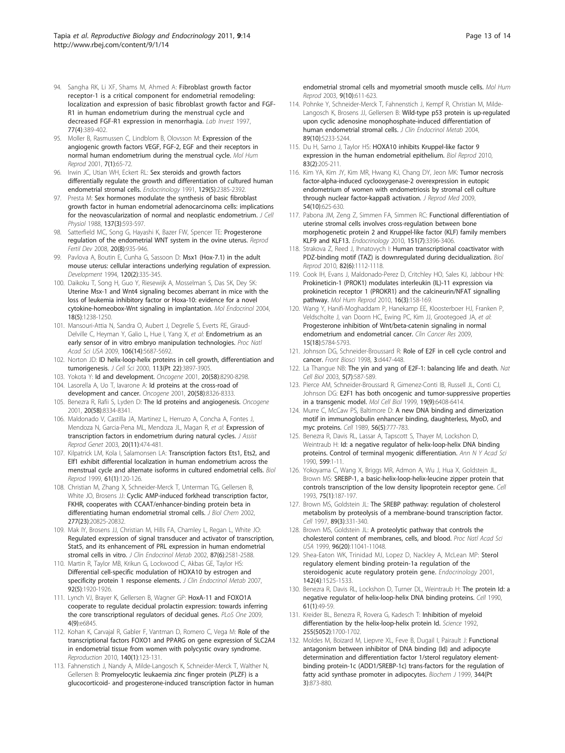94. Sangha RK, Li XF, Shams M, Ahmed A: **Fibroblast growth factor receptor-1 is a critical component for endometrial remodeling: localization and expression of basic fibroblast growth factor and FGF-R1 in human endometrium during the menstrual cycle and decreased FGF-R1 expression in menorrhagia.** *Lab Invest* 1997, **77(4)**:389-402.
95. Moller B, Rasmussen C, Lindblom B, Olovsson M: **Expression of the angiogenic growth factors VEGF, FGF-2, EGF and their receptors in normal human endometrium during the menstrual cycle.** *Mol Hum Reprod* 2001, **7(1)**:65-72.
96. Irwin JC, Utian WH, Eckert RL: **Sex steroids and growth factors differentially regulate the growth and differentiation of cultured human endometrial stromal cells.** *Endocrinology* 1991, **129(5)**:2385-2392.
97. Presta M: **Sex hormones modulate the synthesis of basic fibroblast growth factor in human endometrial adenocarcinoma cells: implications for the neovascularization of normal and neoplastic endometrium.** *J Cell Physiol* 1988, **137(3)**:593-597.
98. Satterfield MC, Song G, Hayashi K, Bazer FW, Spencer TE: **Progesterone regulation of the endometrial WNT system in the ovine uterus.** *Reprod Fertil Dev* 2008, **20(8)**:935-946.
99. Pavlova A, Boutin E, Cunha G, Sassoon D: **Msx1 (Hox-7.1) in the adult mouse uterus: cellular interactions underlying regulation of expression.** *Development* 1994, **120(2)**:335-345.
100. Daikoku T, Song H, Guo Y, Riesewijk A, Mosselman S, Das SK, Dey SK: **Uterine Msx-1 and Wnt4 signaling becomes aberrant in mice with the loss of leukemia inhibitory factor or Hoxa-10: evidence for a novel cytokine-homeobox-Wnt signaling in implantation.** *Mol Endocrinol* 2004, **18(5)**:1238-1250.
101. Mansouri-Attia N, Sandra O, Aubert J, Degrelle S, Everts RE, Giraud-Delville C, Heyman Y, Galio L, Hue I, Yang X, *et al*: **Endometrium as an early sensor of in vitro embryo manipulation technologies.** *Proc Natl Acad Sci USA* 2009, **106(14)**:5687-5692.
102. Norton JD: **ID helix-loop-helix proteins in cell growth, differentiation and tumorigenesis.** *J Cell Sci* 2000, **113(Pt 22)**:3897-3905.
103. Yokota Y: **Id and development.** *Oncogene* 2001, **20(58)**:8290-8298.
104. Lasorella A, Uo T, Iavarone A: **Id proteins at the cross-road of development and cancer.** *Oncogene* 2001, **20(58)**:8326-8333.
105. Benezra R, Rafii S, Lyden D: **The Id proteins and angiogenesis.** *Oncogene* 2001, **20(58)**:8334-8341.
106. Maldonado V, Castilla JA, Martinez L, Herruzo A, Concha A, Fontes J, Mendoza N, Garcia-Pena ML, Mendoza JL, Magan R, *et al*: **Expression of transcription factors in endometrium during natural cycles.** *J Assist Reprod Genet* 2003, **20(11)**:474-481.
107. Kilpatrick LM, Kola I, Salamonsen LA: **Transcription factors Ets1, Ets2, and Elf1 exhibit differential localization in human endometrium across the menstrual cycle and alternate isoforms in cultured endometrial cells.** *Biol Reprod* 1999, **61(1)**:120-126.
108. Christian M, Zhang X, Schneider-Merck T, Unterman TG, Gellersen B, White JO, Brosens JJ: **Cyclic AMP-induced forkhead transcription factor, FKHR, cooperates with CCAAT/enhancer-binding protein beta in differentiating human endometrial stromal cells.** *J Biol Chem* 2002, **277(23)**:20825-20832.
109. Mak IY, Brosens JJ, Christian M, Hills FA, Chamley L, Regan L, White JO: **Regulated expression of signal transducer and activator of transcription, Stat5, and its enhancement of PRL expression in human endometrial stromal cells in vitro.** *J Clin Endocrinol Metab* 2002, **87(6)**:2581-2588.
110. Martin R, Taylor MB, Krikun G, Lockwood C, Akbas GE, Taylor HS: **Differential cell-specific modulation of HOXA10 by estrogen and specificity protein 1 response elements.** *J Clin Endocrinol Metab* 2007, **92(5)**:1920-1926.
111. Lynch VJ, Brayer K, Gellersen B, Wagner GP: **HoxA-11 and FOXO1A cooperate to regulate decidual prolactin expression: towards inferring the core transcriptional regulators of decidual genes.** *PLoS One* 2009, **4(9)**:e6845.
112. Kohan K, Carvajal R, Gabler F, Vantman D, Romero C, Vega M: **Role of the transcriptional factors FOXO1 and PPARG on gene expression of SLC2A4 in endometrial tissue from women with polycystic ovary syndrome.** *Reproduction* 2010, **140(1)**:123-131.
113. Fahnenstich J, Nandy A, Milde-Langosch K, Schneider-Merck T, Walther N, Gellersen B: **Promyelocytic leukaemia zinc finger protein (PLZF) is a glucocorticoid- and progesterone-induced transcription factor in human endometrial stromal cells and myometrial smooth muscle cells.** *Mol Hum Reprod* 2003, **9(10)**:611-623.
114. Pohnke Y, Schneider-Merck T, Fahnenstich J, Kempf R, Christian M, Milde-Langosch K, Brosens JJ, Gellersen B: **Wild-type p53 protein is up-regulated upon cyclic adenosine monophosphate-induced differentiation of human endometrial stromal cells.** *J Clin Endocrinol Metab* 2004, **89(10)**:5233-5244.
115. Du H, Sarno J, Taylor HS: **HOXA10 inhibits Kruppel-like factor 9 expression in the human endometrial epithelium.** *Biol Reprod* 2010, **83(2)**:205-211.
116. Kim YA, Kim JY, Kim MR, Hwang KJ, Chang DY, Jeon MK: **Tumor necrosis factor-alpha-induced cyclooxygenase-2 overexpression in eutopic endometrium of women with endometriosis by stromal cell culture through nuclear factor-kappaB activation.** *J Reprod Med* 2009, **54(10)**:625-630.
117. Pabona JM, Zeng Z, Simmen FA, Simmen RC: **Functional differentiation of uterine stromal cells involves cross-regulation between bone morphogenetic protein 2 and Kruppel-like factor (KLF) family members KLF9 and KLF13.** *Endocrinology* 2010, **151(7)**:3396-3406.
118. Strakova Z, Reed J, Ihnatovych I: **Human transcriptional coactivator with PDZ-binding motif (TAZ) is downregulated during decidualization.** *Biol Reprod* 2010, **82(6)**:1112-1118.
119. Cook IH, Evans J, Maldonado-Perez D, Critchley HO, Sales KJ, Jabbour HN: **Prokineticin-1 (PROK1) modulates interleukin (IL)-11 expression via prokineticin receptor 1 (PROKR1) and the calcineurin/NFAT signalling pathway.** *Mol Hum Reprod* 2010, **16(3)**:158-169.
120. Wang Y, Hanifi-Moghaddam P, Hanekamp EE, Kloosterboer HJ, Franken P, Veldscholte J, van Doorn HC, Ewing PC, Kim JJ, Grootegoed JA, *et al*: **Progesterone inhibition of Wnt/beta-catenin signaling in normal endometrium and endometrial cancer.** *Clin Cancer Res* 2009, **15(18)**:5784-5793.
121. Johnson DG, Schneider-Broussard R: **Role of E2F in cell cycle control and cancer.** *Front Biosci* 1998, **3**:d447-448.
122. La Thangue NB: **The yin and yang of E2F-1: balancing life and death.** *Nat Cell Biol* 2003, **5(7)**:587-589.
123. Pierce AM, Schneider-Broussard R, Gimenez-Conti IB, Russell JL, Conti CJ, Johnson DG: **E2F1 has both oncogenic and tumor-suppressive properties in a transgenic model.** *Mol Cell Biol* 1999, **19(9)**:6408-6414.
124. Murre C, McCaw PS, Baltimore D: **A new DNA binding and dimerization motif in immunoglobulin enhancer binding, daughterless, MyoD, and myc proteins.** *Cell* 1989, **56(5)**:777-783.
125. Benezra R, Davis RL, Lassar A, Tapscott S, Thayer M, Lockshon D, Weintraub H: **Id: a negative regulator of helix-loop-helix DNA binding proteins. Control of terminal myogenic differentiation.** *Ann N Y Acad Sci* 1990, **599**:1-11.
126. Yokoyama C, Wang X, Briggs MR, Admon A, Wu J, Hua X, Goldstein JL, Brown MS: **SREBP-1, a basic-helix-loop-helix-leucine zipper protein that controls transcription of the low density lipoprotein receptor gene.** *Cell* 1993, **75(1)**:187-197.
127. Brown MS, Goldstein JL: **The SREBP pathway: regulation of cholesterol metabolism by proteolysis of a membrane-bound transcription factor.** *Cell* 1997, **89(3)**:331-340.
128. Brown MS, Goldstein JL: **A proteolytic pathway that controls the cholesterol content of membranes, cells, and blood.** *Proc Natl Acad Sci USA* 1999, **96(20)**:11041-11048.
129. Shea-Eaton WK, Trinidad MJ, Lopez D, Nackley A, McLean MP: **Sterol regulatory element binding protein-1a regulation of the steroidogenic acute regulatory protein gene.** *Endocrinology* 2001, **142(4)**:1525-1533.
130. Benezra R, Davis RL, Lockshon D, Turner DL, Weintraub H: **The protein Id: a negative regulator of helix-loop-helix DNA binding proteins.** *Cell* 1990, **61(1)**:49-59.
131. Kreider BL, Benezra R, Rovera G, Kadesch T: **Inhibition of myeloid differentiation by the helix-loop-helix protein Id.** *Science* 1992, **255(5052)**:1700-1702.
132. Moldes M, Boizard M, Liepvre XL, Feve B, Dugail I, Pairault J: **Functional antagonism between inhibitor of DNA binding (Id) and adipocyte determination and differentiation factor 1/sterol regulatory element-binding protein-1c (ADD1/SREBP-1c) trans-factors for the regulation of fatty acid synthase promoter in adipocytes.** *Biochem J* 1999, **344(Pt 3)**:873-880.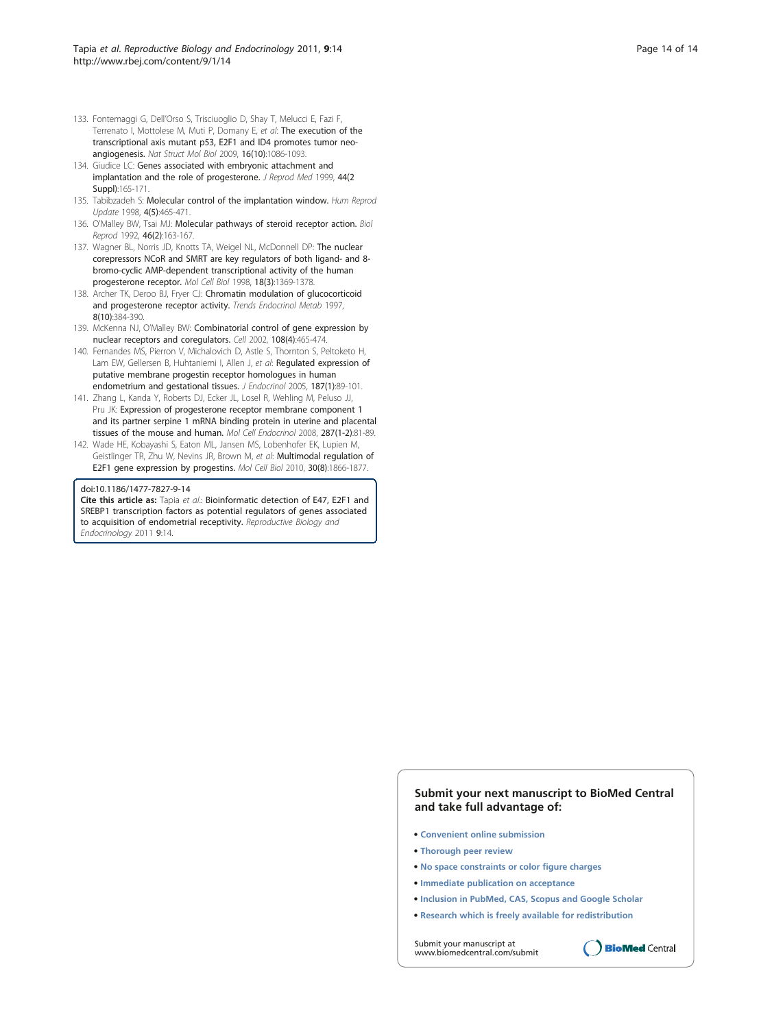133. Fontemaggi G, Dell'Orso S, Trisciuoglio D, Shay T, Melucci E, Fazi F, Terrenato I, Mottolese M, Muti P, Domany E, *et al*: **The execution of the transcriptional axis mutant p53, E2F1 and ID4 promotes tumor neo-angiogenesis.** *Nat Struct Mol Biol* 2009, **16(10)**:1086-1093.
134. Giudice LC: **Genes associated with embryonic attachment and implantation and the role of progesterone.** *J Reprod Med* 1999, **44(2 Suppl)**:165-171.
135. Tabibzadeh S: **Molecular control of the implantation window.** *Hum Reprod Update* 1998, **4(5)**:465-471.
136. O'Malley BW, Tsai MJ: **Molecular pathways of steroid receptor action.** *Biol Reprod* 1992, **46(2)**:163-167.
137. Wagner BL, Norris JD, Knotts TA, Weigel NL, McDonnell DP: **The nuclear corepressors NCoR and SMRT are key regulators of both ligand- and 8-bromo-cyclic AMP-dependent transcriptional activity of the human progesterone receptor.** *Mol Cell Biol* 1998, **18(3)**:1369-1378.
138. Archer TK, Deroo BJ, Fryer CJ: **Chromatin modulation of glucocorticoid and progesterone receptor activity.** *Trends Endocrinol Metab* 1997, **8(10)**:384-390.
139. McKenna NJ, O'Malley BW: **Combinatorial control of gene expression by nuclear receptors and coregulators.** *Cell* 2002, **108(4)**:465-474.
140. Fernandes MS, Pierron V, Michalovich D, Astle S, Thornton S, Peltoketo H, Lam EW, Gellersen B, Huhtaniemi I, Allen J, *et al*: **Regulated expression of putative membrane progestin receptor homologues in human endometrium and gestational tissues.** *J Endocrinol* 2005, **187(1)**:89-101.
141. Zhang L, Kanda Y, Roberts DJ, Ecker JL, Losel R, Wehling M, Peluso JJ, Pru JK: **Expression of progesterone receptor membrane component 1 and its partner serpine 1 mRNA binding protein in uterine and placental tissues of the mouse and human.** *Mol Cell Endocrinol* 2008, **287(1-2)**:81-89.
142. Wade HE, Kobayashi S, Eaton ML, Jansen MS, Lobenhofer EK, Lupien M, Geistlinger TR, Zhu W, Nevins JR, Brown M, *et al*: **Multimodal regulation of E2F1 gene expression by progestins.** *Mol Cell Biol* 2010, **30(8)**:1866-1877.

doi:10.1186/1477-7827-9-14

**Cite this article as:** Tapia *et al.*: Bioinformatic detection of E47, E2F1 and SREBP1 transcription factors as potential regulators of genes associated to acquisition of endometrial receptivity. *Reproductive Biology and Endocrinology* 2011 **9**:14.

**Submit your next manuscript to BioMed Central and take full advantage of:**

- Convenient online submission
- Thorough peer review
- No space constraints or color figure charges
- Immediate publication on acceptance
- Inclusion in PubMed, CAS, Scopus and Google Scholar
- Research which is freely available for redistribution

Submit your manuscript at www.biomedcentral.com/submit

BioMed Central